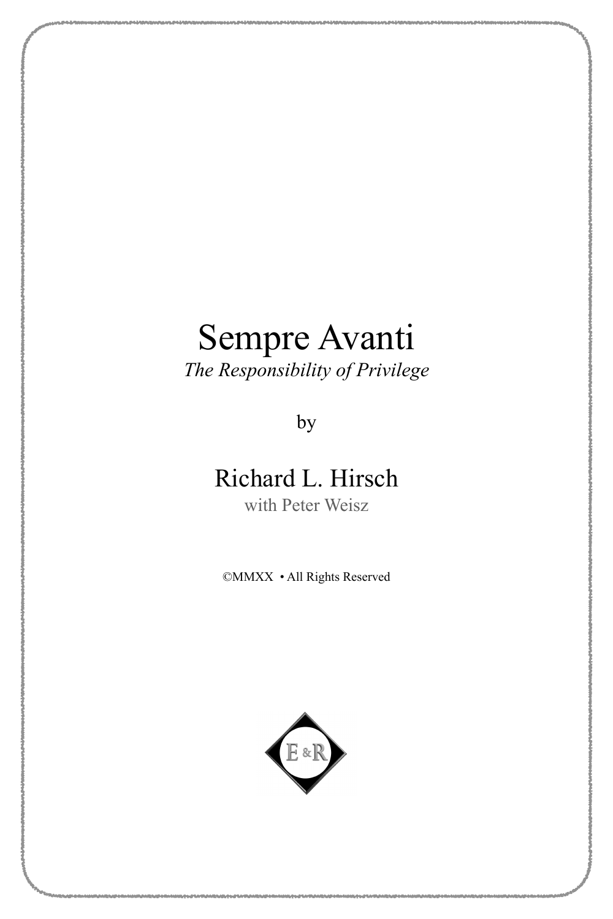# Sempre Avanti

*The Responsibility of Privilege*

by

Richard L. Hirsch

with Peter Weisz

©MMXX • All Rights Reserved

E & R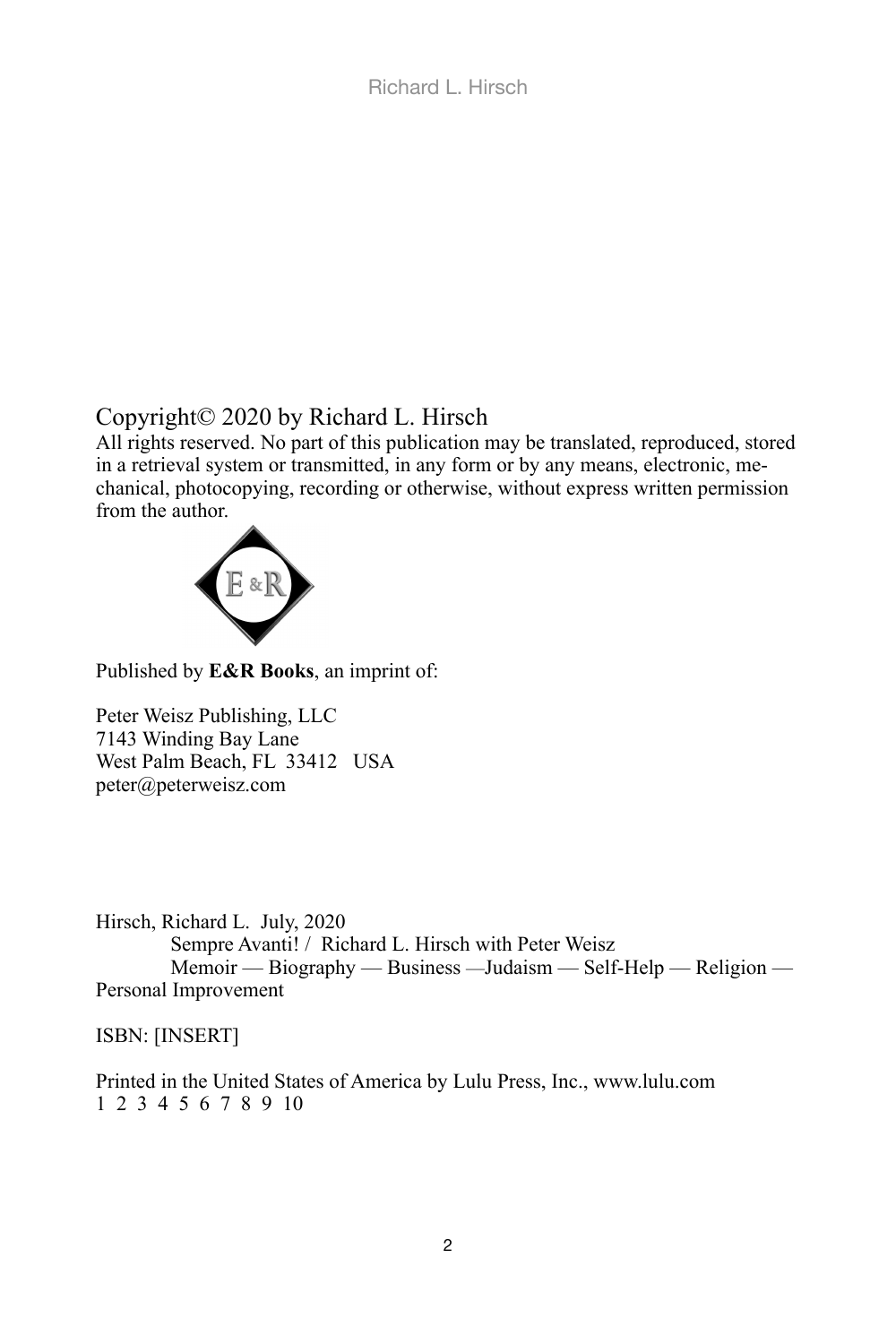Copyright© 2020 by Richard L. Hirsch

All rights reserved. No part of this publication may be translated, reproduced, stored in a retrieval system or transmitted, in any form or by any means, electronic, mechanical, photocopying, recording or otherwise, without express written permission from the author.

Published by **E&R Books**, an imprint of:

Peter Weisz Publishing, LLC
7143 Winding Bay Lane
West Palm Beach, FL 33412 USA
peter@peterweisz.com

Hirsch, Richard L. July, 2020
Sempre Avanti! / Richard L. Hirsch with Peter Weisz
Memoir — Biography — Business —Judaism — Self-Help — Religion — Personal Improvement

ISBN: [INSERT]

Printed in the United States of America by Lulu Press, Inc., www.lulu.com
1 2 3 4 5 6 7 8 9 10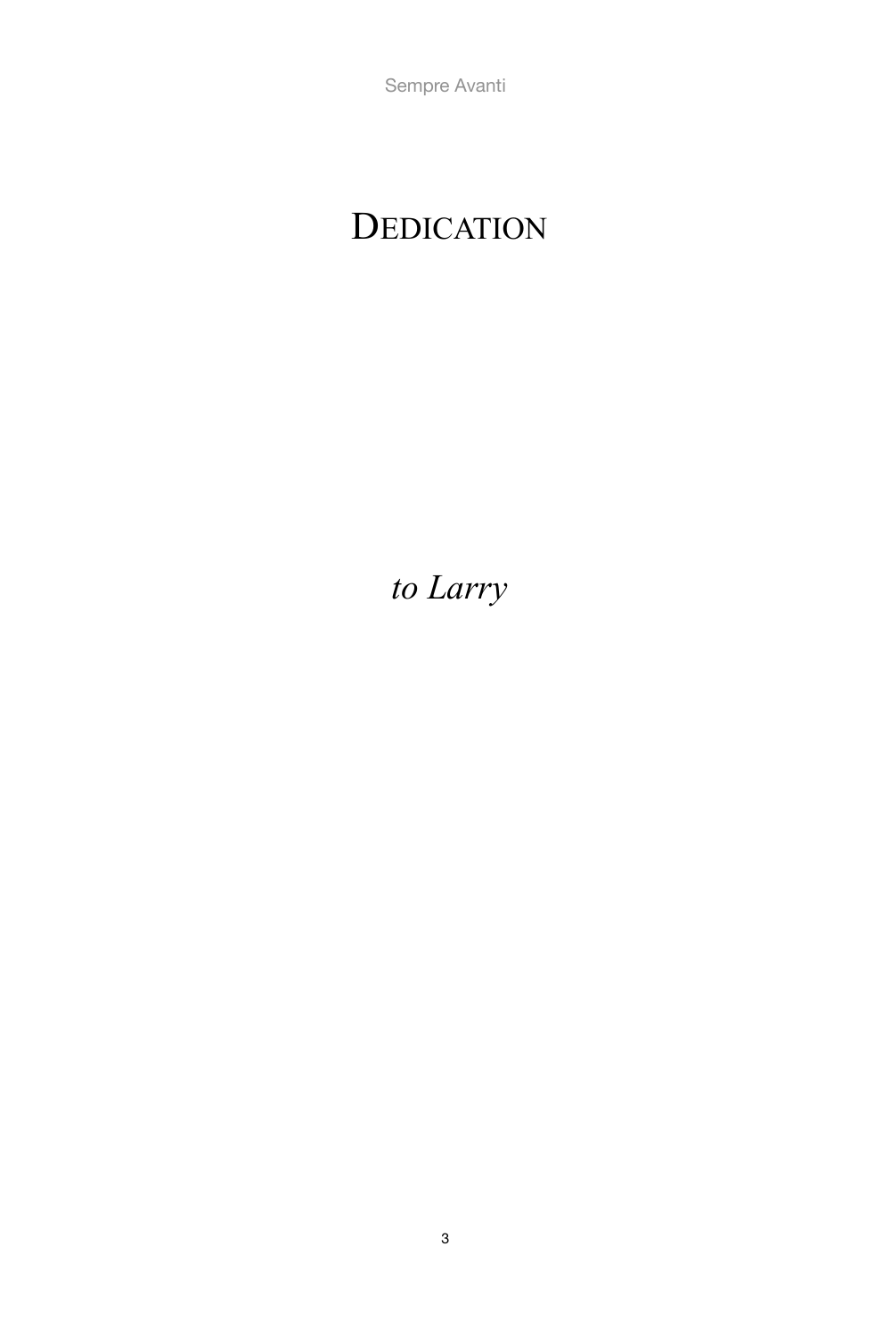# Dedication

*to Larry*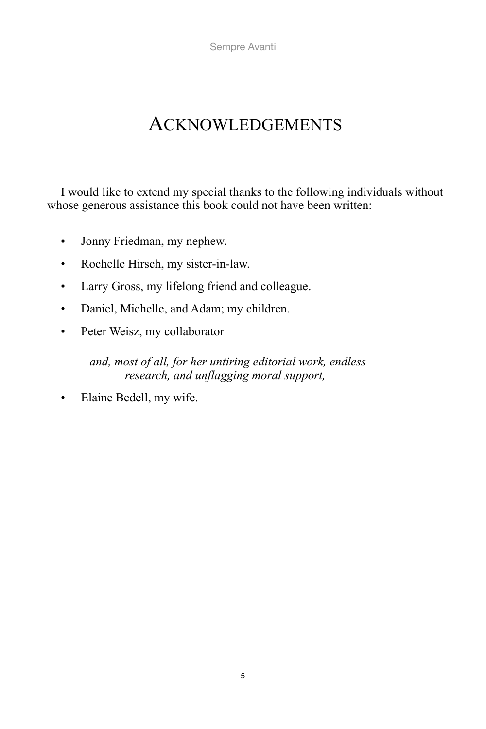# Acknowledgements

I would like to extend my special thanks to the following individuals without whose generous assistance this book could not have been written:

- Jonny Friedman, my nephew.
- Rochelle Hirsch, my sister-in-law.
- Larry Gross, my lifelong friend and colleague.
- Daniel, Michelle, and Adam; my children.
- Peter Weisz, my collaborator

*and, most of all, for her untiring editorial work, endless research, and unflagging moral support,*

- Elaine Bedell, my wife.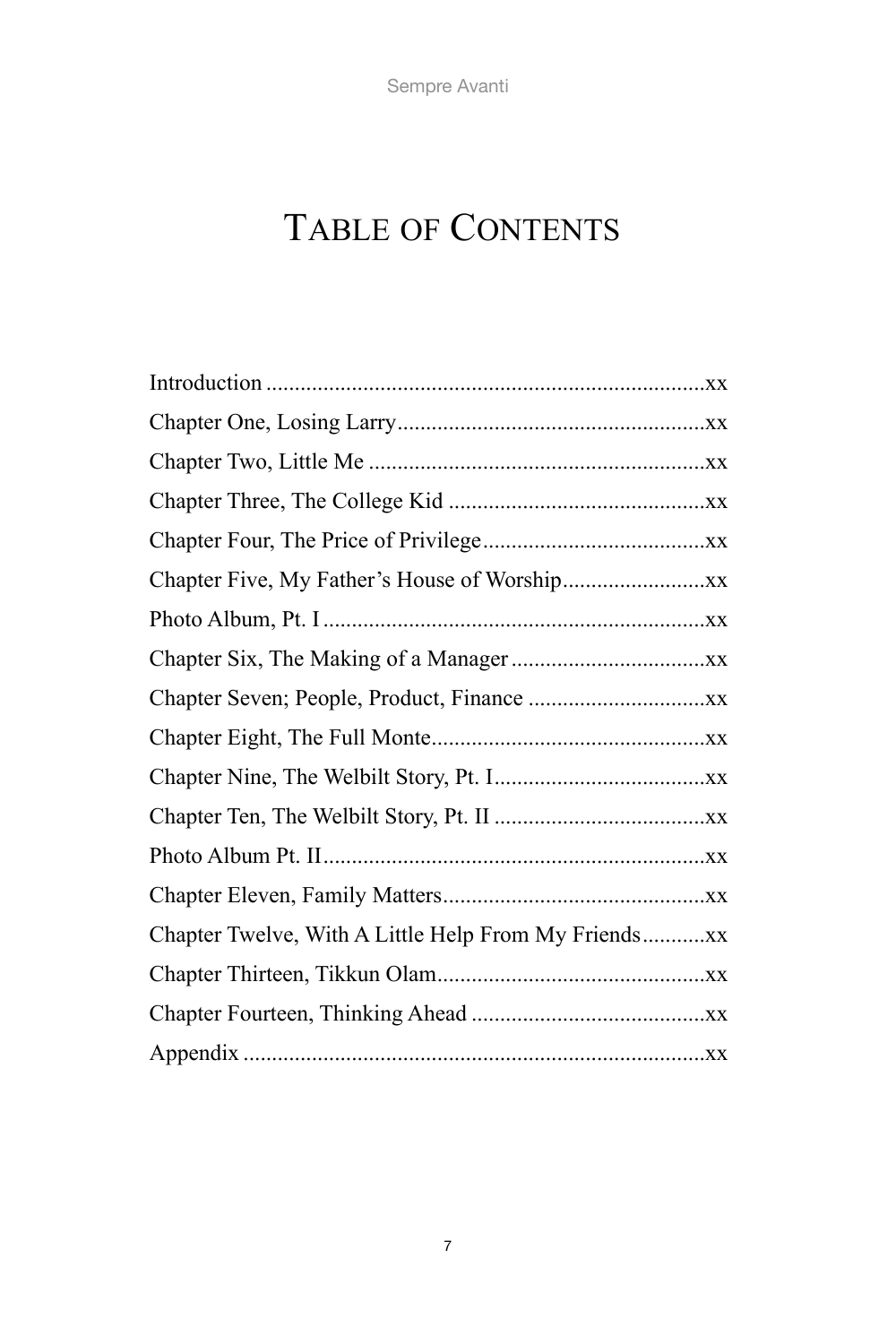# Table of Contents

Introduction ....................................................................xx

Chapter One, Losing Larry......................................................xx

Chapter Two, Little Me ...........................................................xx

Chapter Three, The College Kid .............................................xx

Chapter Four, The Price of Privilege.......................................xx

Chapter Five, My Father's House of Worship.........................xx

Photo Album, Pt. I ...................................................................xx

Chapter Six, The Making of a Manager ..................................xx

Chapter Seven; People, Product, Finance ...............................xx

Chapter Eight, The Full Monte................................................xx

Chapter Nine, The Welbilt Story, Pt. I.....................................xx

Chapter Ten, The Welbilt Story, Pt. II .....................................xx

Photo Album Pt. II...................................................................xx

Chapter Eleven, Family Matters..............................................xx

Chapter Twelve, With A Little Help From My Friends...........xx

Chapter Thirteen, Tikkun Olam...............................................xx

Chapter Fourteen, Thinking Ahead .........................................xx

Appendix ................................................................................xx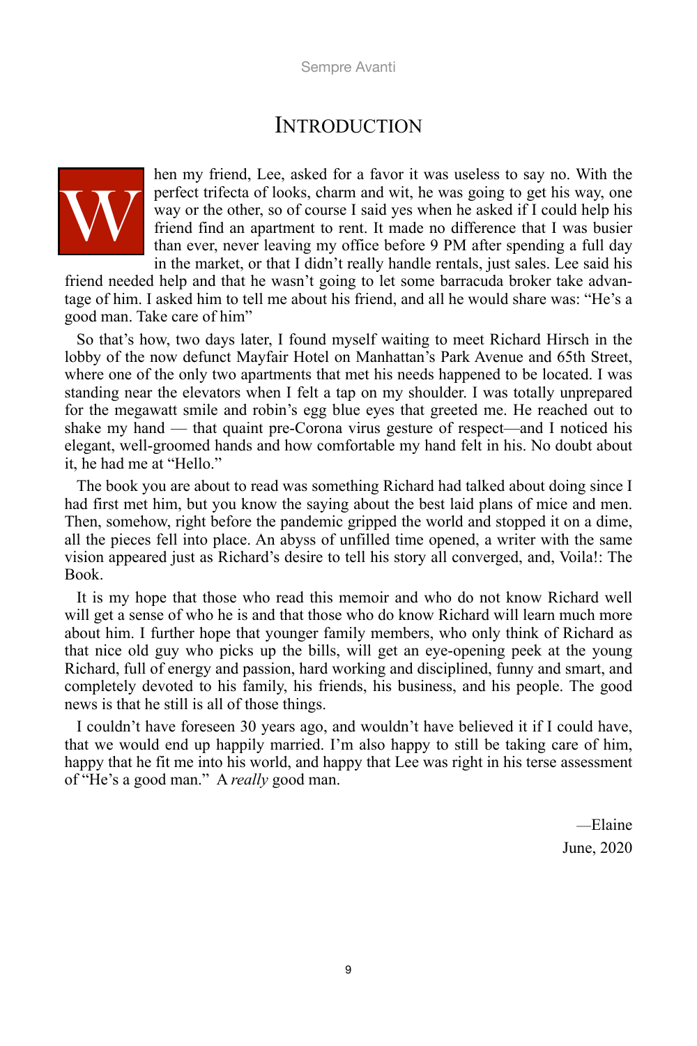# INTRODUCTION

When my friend, Lee, asked for a favor it was useless to say no. With the perfect trifecta of looks, charm and wit, he was going to get his way, one way or the other, so of course I said yes when he asked if I could help his friend find an apartment to rent. It made no difference that I was busier than ever, never leaving my office before 9 PM after spending a full day in the market, or that I didn't really handle rentals, just sales. Lee said his friend needed help and that he wasn't going to let some barracuda broker take advantage of him. I asked him to tell me about his friend, and all he would share was: "He's a good man. Take care of him"

So that's how, two days later, I found myself waiting to meet Richard Hirsch in the lobby of the now defunct Mayfair Hotel on Manhattan's Park Avenue and 65th Street, where one of the only two apartments that met his needs happened to be located. I was standing near the elevators when I felt a tap on my shoulder. I was totally unprepared for the megawatt smile and robin's egg blue eyes that greeted me. He reached out to shake my hand — that quaint pre-Corona virus gesture of respect—and I noticed his elegant, well-groomed hands and how comfortable my hand felt in his. No doubt about it, he had me at "Hello."

The book you are about to read was something Richard had talked about doing since I had first met him, but you know the saying about the best laid plans of mice and men. Then, somehow, right before the pandemic gripped the world and stopped it on a dime, all the pieces fell into place. An abyss of unfilled time opened, a writer with the same vision appeared just as Richard's desire to tell his story all converged, and, Voila!: The Book.

It is my hope that those who read this memoir and who do not know Richard well will get a sense of who he is and that those who do know Richard will learn much more about him. I further hope that younger family members, who only think of Richard as that nice old guy who picks up the bills, will get an eye-opening peek at the young Richard, full of energy and passion, hard working and disciplined, funny and smart, and completely devoted to his family, his friends, his business, and his people. The good news is that he still is all of those things.

I couldn't have foreseen 30 years ago, and wouldn't have believed it if I could have, that we would end up happily married. I'm also happy to still be taking care of him, happy that he fit me into his world, and happy that Lee was right in his terse assessment of "He's a good man." A *really* good man.

—Elaine
June, 2020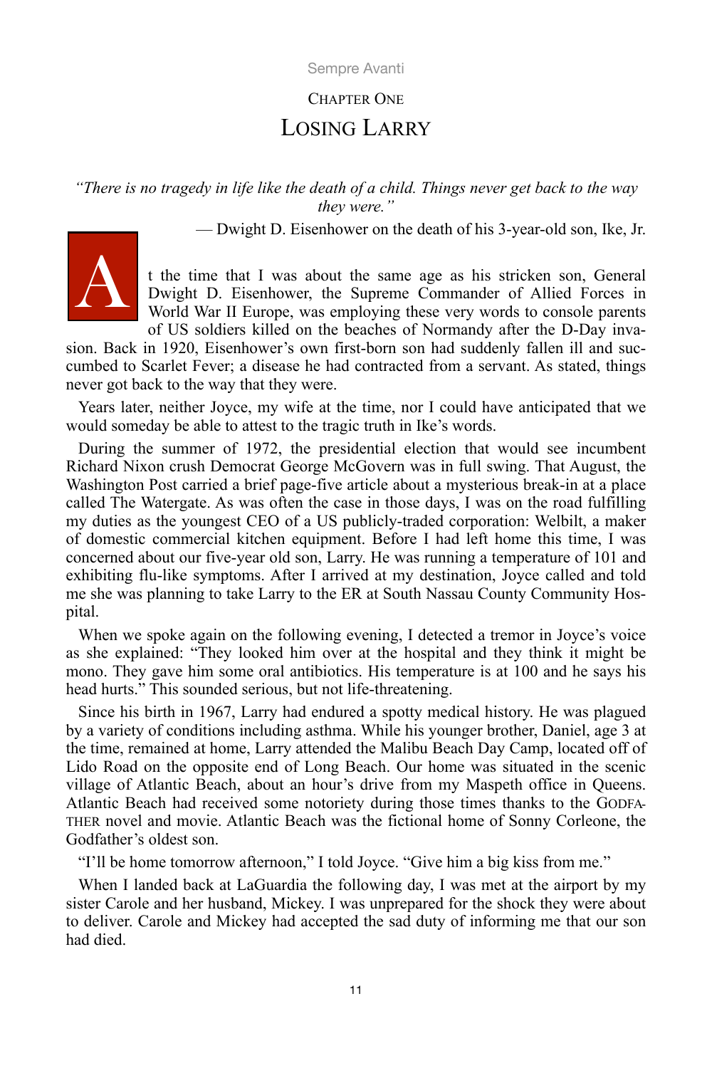# Chapter One

## Losing Larry

*"There is no tragedy in life like the death of a child. Things never get back to the way they were."*

— Dwight D. Eisenhower on the death of his 3-year-old son, Ike, Jr.

At the time that I was about the same age as his stricken son, General Dwight D. Eisenhower, the Supreme Commander of Allied Forces in World War II Europe, was employing these very words to console parents of US soldiers killed on the beaches of Normandy after the D-Day invasion. Back in 1920, Eisenhower's own first-born son had suddenly fallen ill and succumbed to Scarlet Fever; a disease he had contracted from a servant. As stated, things never got back to the way that they were.

Years later, neither Joyce, my wife at the time, nor I could have anticipated that we would someday be able to attest to the tragic truth in Ike's words.

During the summer of 1972, the presidential election that would see incumbent Richard Nixon crush Democrat George McGovern was in full swing. That August, the Washington Post carried a brief page-five article about a mysterious break-in at a place called The Watergate. As was often the case in those days, I was on the road fulfilling my duties as the youngest CEO of a US publicly-traded corporation: Welbilt, a maker of domestic commercial kitchen equipment. Before I had left home this time, I was concerned about our five-year old son, Larry. He was running a temperature of 101 and exhibiting flu-like symptoms. After I arrived at my destination, Joyce called and told me she was planning to take Larry to the ER at South Nassau County Community Hospital.

When we spoke again on the following evening, I detected a tremor in Joyce's voice as she explained: "They looked him over at the hospital and they think it might be mono. They gave him some oral antibiotics. His temperature is at 100 and he says his head hurts." This sounded serious, but not life-threatening.

Since his birth in 1967, Larry had endured a spotty medical history. He was plagued by a variety of conditions including asthma. While his younger brother, Daniel, age 3 at the time, remained at home, Larry attended the Malibu Beach Day Camp, located off of Lido Road on the opposite end of Long Beach. Our home was situated in the scenic village of Atlantic Beach, about an hour's drive from my Maspeth office in Queens. Atlantic Beach had received some notoriety during those times thanks to the Godfather novel and movie. Atlantic Beach was the fictional home of Sonny Corleone, the Godfather's oldest son.

"I'll be home tomorrow afternoon," I told Joyce. "Give him a big kiss from me."

When I landed back at LaGuardia the following day, I was met at the airport by my sister Carole and her husband, Mickey. I was unprepared for the shock they were about to deliver. Carole and Mickey had accepted the sad duty of informing me that our son had died.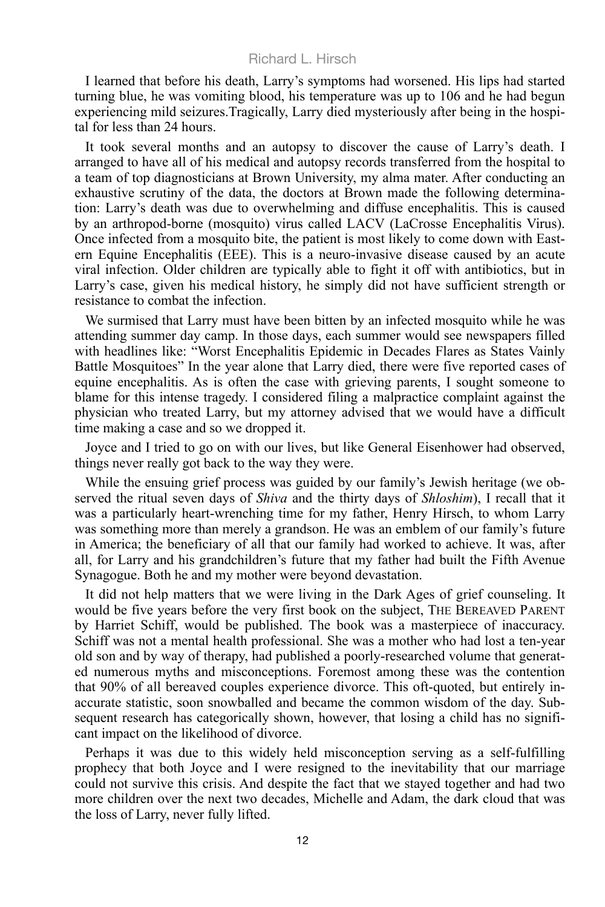I learned that before his death, Larry's symptoms had worsened. His lips had started turning blue, he was vomiting blood, his temperature was up to 106 and he had begun experiencing mild seizures.Tragically, Larry died mysteriously after being in the hospital for less than 24 hours.

It took several months and an autopsy to discover the cause of Larry's death. I arranged to have all of his medical and autopsy records transferred from the hospital to a team of top diagnosticians at Brown University, my alma mater. After conducting an exhaustive scrutiny of the data, the doctors at Brown made the following determination: Larry's death was due to overwhelming and diffuse encephalitis. This is caused by an arthropod-borne (mosquito) virus called LACV (LaCrosse Encephalitis Virus). Once infected from a mosquito bite, the patient is most likely to come down with Eastern Equine Encephalitis (EEE). This is a neuro-invasive disease caused by an acute viral infection. Older children are typically able to fight it off with antibiotics, but in Larry's case, given his medical history, he simply did not have sufficient strength or resistance to combat the infection.

We surmised that Larry must have been bitten by an infected mosquito while he was attending summer day camp. In those days, each summer would see newspapers filled with headlines like: "Worst Encephalitis Epidemic in Decades Flares as States Vainly Battle Mosquitoes" In the year alone that Larry died, there were five reported cases of equine encephalitis. As is often the case with grieving parents, I sought someone to blame for this intense tragedy. I considered filing a malpractice complaint against the physician who treated Larry, but my attorney advised that we would have a difficult time making a case and so we dropped it.

Joyce and I tried to go on with our lives, but like General Eisenhower had observed, things never really got back to the way they were.

While the ensuing grief process was guided by our family's Jewish heritage (we observed the ritual seven days of *Shiva* and the thirty days of *Shloshim*), I recall that it was a particularly heart-wrenching time for my father, Henry Hirsch, to whom Larry was something more than merely a grandson. He was an emblem of our family's future in America; the beneficiary of all that our family had worked to achieve. It was, after all, for Larry and his grandchildren's future that my father had built the Fifth Avenue Synagogue. Both he and my mother were beyond devastation.

It did not help matters that we were living in the Dark Ages of grief counseling. It would be five years before the very first book on the subject, THE BEREAVED PARENT by Harriet Schiff, would be published. The book was a masterpiece of inaccuracy. Schiff was not a mental health professional. She was a mother who had lost a ten-year old son and by way of therapy, had published a poorly-researched volume that generated numerous myths and misconceptions. Foremost among these was the contention that 90% of all bereaved couples experience divorce. This oft-quoted, but entirely inaccurate statistic, soon snowballed and became the common wisdom of the day. Subsequent research has categorically shown, however, that losing a child has no significant impact on the likelihood of divorce.

Perhaps it was due to this widely held misconception serving as a self-fulfilling prophecy that both Joyce and I were resigned to the inevitability that our marriage could not survive this crisis. And despite the fact that we stayed together and had two more children over the next two decades, Michelle and Adam, the dark cloud that was the loss of Larry, never fully lifted.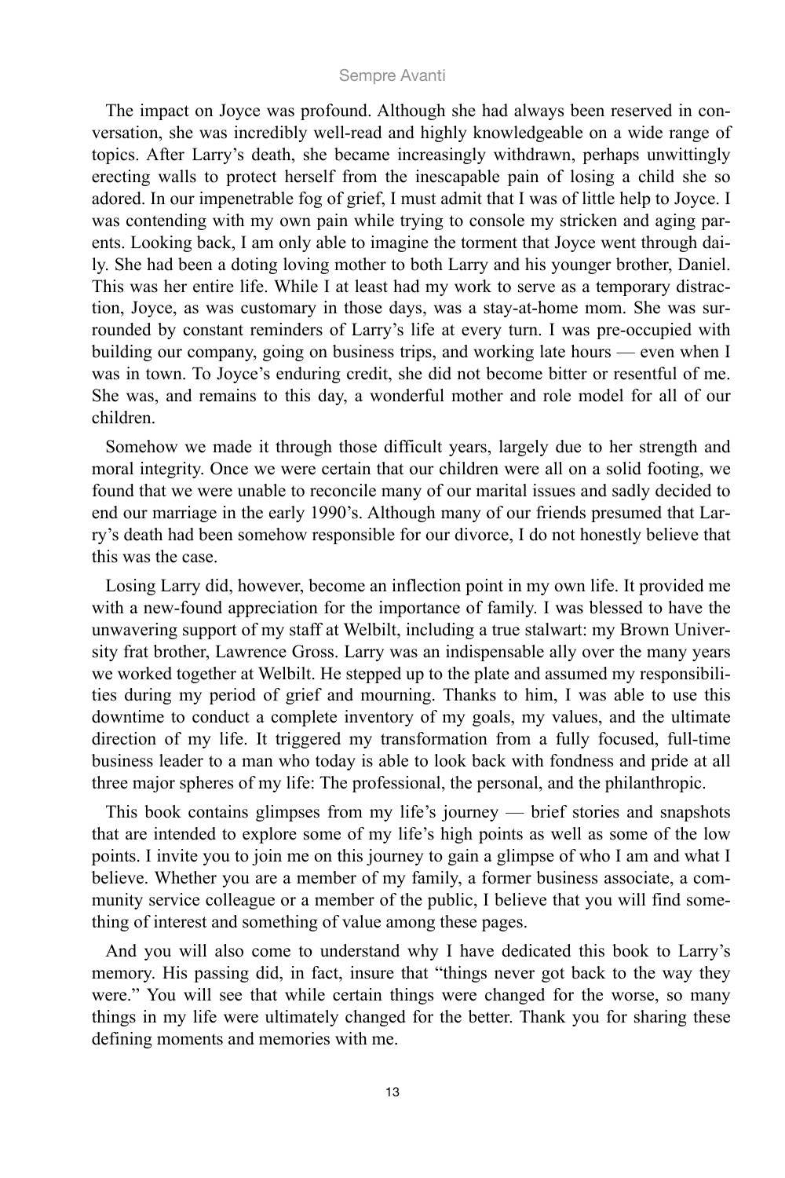The impact on Joyce was profound. Although she had always been reserved in conversation, she was incredibly well-read and highly knowledgeable on a wide range of topics. After Larry's death, she became increasingly withdrawn, perhaps unwittingly erecting walls to protect herself from the inescapable pain of losing a child she so adored. In our impenetrable fog of grief, I must admit that I was of little help to Joyce. I was contending with my own pain while trying to console my stricken and aging parents. Looking back, I am only able to imagine the torment that Joyce went through daily. She had been a doting loving mother to both Larry and his younger brother, Daniel. This was her entire life. While I at least had my work to serve as a temporary distraction, Joyce, as was customary in those days, was a stay-at-home mom. She was surrounded by constant reminders of Larry's life at every turn. I was pre-occupied with building our company, going on business trips, and working late hours — even when I was in town. To Joyce's enduring credit, she did not become bitter or resentful of me. She was, and remains to this day, a wonderful mother and role model for all of our children.

Somehow we made it through those difficult years, largely due to her strength and moral integrity. Once we were certain that our children were all on a solid footing, we found that we were unable to reconcile many of our marital issues and sadly decided to end our marriage in the early 1990's. Although many of our friends presumed that Larry's death had been somehow responsible for our divorce, I do not honestly believe that this was the case.

Losing Larry did, however, become an inflection point in my own life. It provided me with a new-found appreciation for the importance of family. I was blessed to have the unwavering support of my staff at Welbilt, including a true stalwart: my Brown University frat brother, Lawrence Gross. Larry was an indispensable ally over the many years we worked together at Welbilt. He stepped up to the plate and assumed my responsibilities during my period of grief and mourning. Thanks to him, I was able to use this downtime to conduct a complete inventory of my goals, my values, and the ultimate direction of my life. It triggered my transformation from a fully focused, full-time business leader to a man who today is able to look back with fondness and pride at all three major spheres of my life: The professional, the personal, and the philanthropic.

This book contains glimpses from my life's journey — brief stories and snapshots that are intended to explore some of my life's high points as well as some of the low points. I invite you to join me on this journey to gain a glimpse of who I am and what I believe. Whether you are a member of my family, a former business associate, a community service colleague or a member of the public, I believe that you will find something of interest and something of value among these pages.

And you will also come to understand why I have dedicated this book to Larry's memory. His passing did, in fact, insure that "things never got back to the way they were." You will see that while certain things were changed for the worse, so many things in my life were ultimately changed for the better. Thank you for sharing these defining moments and memories with me.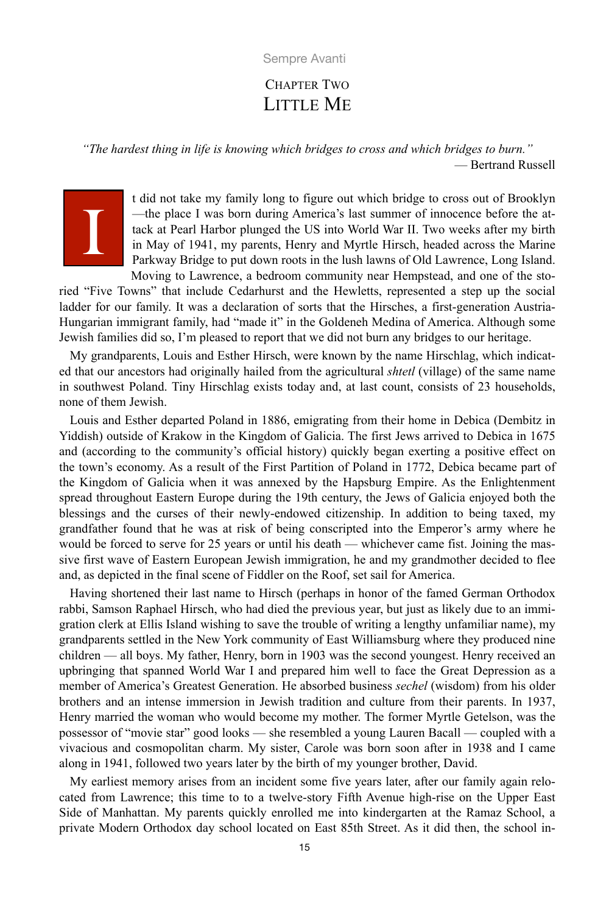# Chapter Two
# Little Me

*"The hardest thing in life is knowing which bridges to cross and which bridges to burn."*
— Bertrand Russell

It did not take my family long to figure out which bridge to cross out of Brooklyn —the place I was born during America's last summer of innocence before the attack at Pearl Harbor plunged the US into World War II. Two weeks after my birth in May of 1941, my parents, Henry and Myrtle Hirsch, headed across the Marine Parkway Bridge to put down roots in the lush lawns of Old Lawrence, Long Island. Moving to Lawrence, a bedroom community near Hempstead, and one of the storied "Five Towns" that include Cedarhurst and the Hewletts, represented a step up the social ladder for our family. It was a declaration of sorts that the Hirsches, a first-generation Austria-Hungarian immigrant family, had "made it" in the Goldeneh Medina of America. Although some Jewish families did so, I'm pleased to report that we did not burn any bridges to our heritage.

My grandparents, Louis and Esther Hirsch, were known by the name Hirschlag, which indicated that our ancestors had originally hailed from the agricultural *shtetl* (village) of the same name in southwest Poland. Tiny Hirschlag exists today and, at last count, consists of 23 households, none of them Jewish.

Louis and Esther departed Poland in 1886, emigrating from their home in Debica (Dembitz in Yiddish) outside of Krakow in the Kingdom of Galicia. The first Jews arrived to Debica in 1675 and (according to the community's official history) quickly began exerting a positive effect on the town's economy. As a result of the First Partition of Poland in 1772, Debica became part of the Kingdom of Galicia when it was annexed by the Hapsburg Empire. As the Enlightenment spread throughout Eastern Europe during the 19th century, the Jews of Galicia enjoyed both the blessings and the curses of their newly-endowed citizenship. In addition to being taxed, my grandfather found that he was at risk of being conscripted into the Emperor's army where he would be forced to serve for 25 years or until his death — whichever came fist. Joining the massive first wave of Eastern European Jewish immigration, he and my grandmother decided to flee and, as depicted in the final scene of Fiddler on the Roof, set sail for America.

Having shortened their last name to Hirsch (perhaps in honor of the famed German Orthodox rabbi, Samson Raphael Hirsch, who had died the previous year, but just as likely due to an immigration clerk at Ellis Island wishing to save the trouble of writing a lengthy unfamiliar name), my grandparents settled in the New York community of East Williamsburg where they produced nine children — all boys. My father, Henry, born in 1903 was the second youngest. Henry received an upbringing that spanned World War I and prepared him well to face the Great Depression as a member of America's Greatest Generation. He absorbed business *sechel* (wisdom) from his older brothers and an intense immersion in Jewish tradition and culture from their parents. In 1937, Henry married the woman who would become my mother. The former Myrtle Getelson, was the possessor of "movie star" good looks — she resembled a young Lauren Bacall — coupled with a vivacious and cosmopolitan charm. My sister, Carole was born soon after in 1938 and I came along in 1941, followed two years later by the birth of my younger brother, David.

My earliest memory arises from an incident some five years later, after our family again relocated from Lawrence; this time to to a twelve-story Fifth Avenue high-rise on the Upper East Side of Manhattan. My parents quickly enrolled me into kindergarten at the Ramaz School, a private Modern Orthodox day school located on East 85th Street. As it did then, the school in-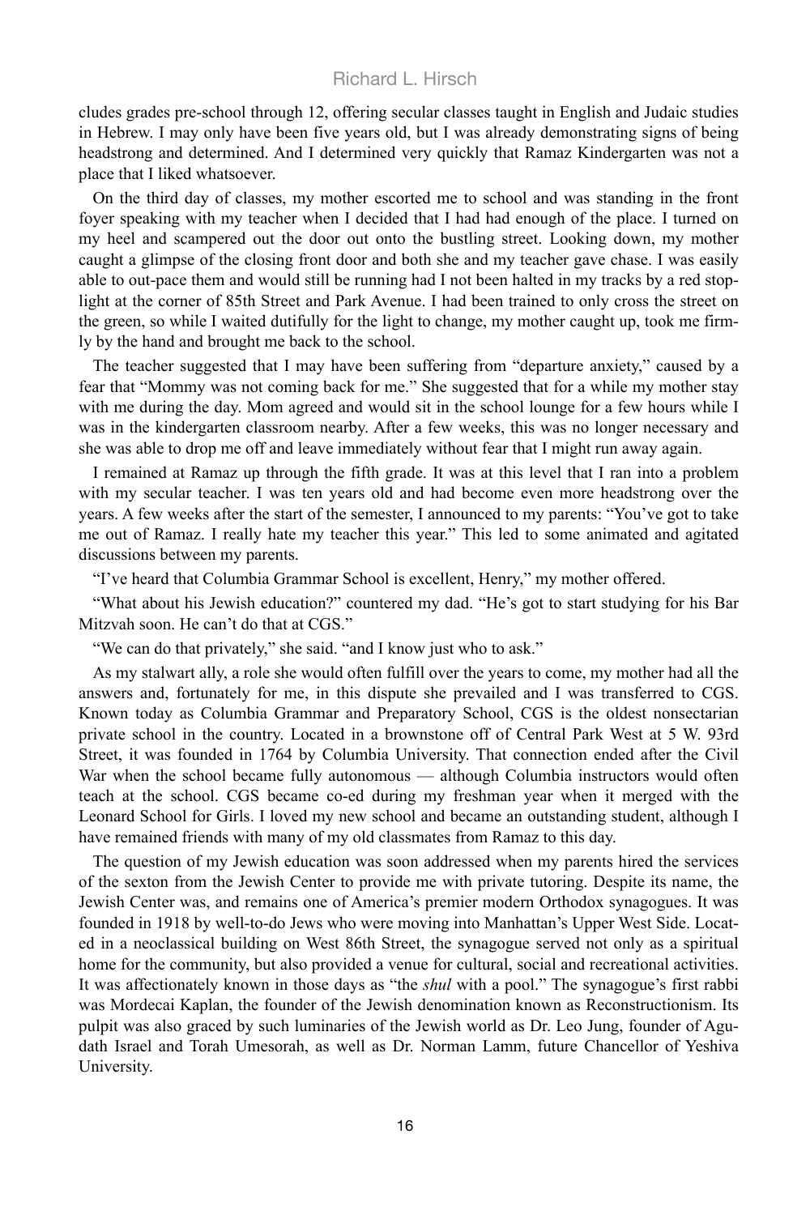cludes grades pre-school through 12, offering secular classes taught in English and Judaic studies in Hebrew. I may only have been five years old, but I was already demonstrating signs of being headstrong and determined. And I determined very quickly that Ramaz Kindergarten was not a place that I liked whatsoever.

On the third day of classes, my mother escorted me to school and was standing in the front foyer speaking with my teacher when I decided that I had had enough of the place. I turned on my heel and scampered out the door out onto the bustling street. Looking down, my mother caught a glimpse of the closing front door and both she and my teacher gave chase. I was easily able to out-pace them and would still be running had I not been halted in my tracks by a red stoplight at the corner of 85th Street and Park Avenue. I had been trained to only cross the street on the green, so while I waited dutifully for the light to change, my mother caught up, took me firmly by the hand and brought me back to the school.

The teacher suggested that I may have been suffering from "departure anxiety," caused by a fear that "Mommy was not coming back for me." She suggested that for a while my mother stay with me during the day. Mom agreed and would sit in the school lounge for a few hours while I was in the kindergarten classroom nearby. After a few weeks, this was no longer necessary and she was able to drop me off and leave immediately without fear that I might run away again.

I remained at Ramaz up through the fifth grade. It was at this level that I ran into a problem with my secular teacher. I was ten years old and had become even more headstrong over the years. A few weeks after the start of the semester, I announced to my parents: "You've got to take me out of Ramaz. I really hate my teacher this year." This led to some animated and agitated discussions between my parents.

"I've heard that Columbia Grammar School is excellent, Henry," my mother offered.

"What about his Jewish education?" countered my dad. "He's got to start studying for his Bar Mitzvah soon. He can't do that at CGS."

"We can do that privately," she said. "and I know just who to ask."

As my stalwart ally, a role she would often fulfill over the years to come, my mother had all the answers and, fortunately for me, in this dispute she prevailed and I was transferred to CGS. Known today as Columbia Grammar and Preparatory School, CGS is the oldest nonsectarian private school in the country. Located in a brownstone off of Central Park West at 5 W. 93rd Street, it was founded in 1764 by Columbia University. That connection ended after the Civil War when the school became fully autonomous — although Columbia instructors would often teach at the school. CGS became co-ed during my freshman year when it merged with the Leonard School for Girls. I loved my new school and became an outstanding student, although I have remained friends with many of my old classmates from Ramaz to this day.

The question of my Jewish education was soon addressed when my parents hired the services of the sexton from the Jewish Center to provide me with private tutoring. Despite its name, the Jewish Center was, and remains one of America's premier modern Orthodox synagogues. It was founded in 1918 by well-to-do Jews who were moving into Manhattan's Upper West Side. Located in a neoclassical building on West 86th Street, the synagogue served not only as a spiritual home for the community, but also provided a venue for cultural, social and recreational activities. It was affectionately known in those days as "the *shul* with a pool." The synagogue's first rabbi was Mordecai Kaplan, the founder of the Jewish denomination known as Reconstructionism. Its pulpit was also graced by such luminaries of the Jewish world as Dr. Leo Jung, founder of Agudath Israel and Torah Umesorah, as well as Dr. Norman Lamm, future Chancellor of Yeshiva University.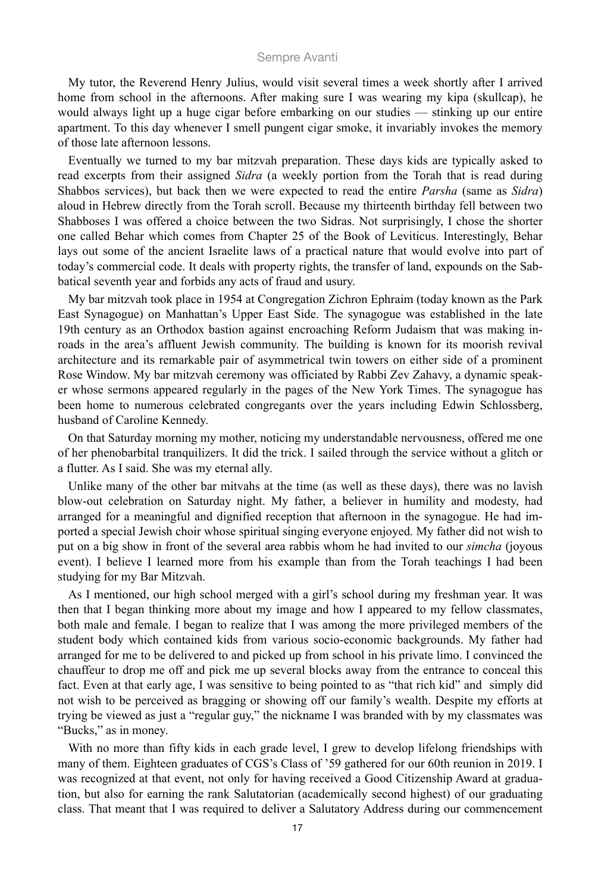My tutor, the Reverend Henry Julius, would visit several times a week shortly after I arrived home from school in the afternoons. After making sure I was wearing my kipa (skullcap), he would always light up a huge cigar before embarking on our studies — stinking up our entire apartment. To this day whenever I smell pungent cigar smoke, it invariably invokes the memory of those late afternoon lessons.

Eventually we turned to my bar mitzvah preparation. These days kids are typically asked to read excerpts from their assigned *Sidra* (a weekly portion from the Torah that is read during Shabbos services), but back then we were expected to read the entire *Parsha* (same as *Sidra*) aloud in Hebrew directly from the Torah scroll. Because my thirteenth birthday fell between two Shabboses I was offered a choice between the two Sidras. Not surprisingly, I chose the shorter one called Behar which comes from Chapter 25 of the Book of Leviticus. Interestingly, Behar lays out some of the ancient Israelite laws of a practical nature that would evolve into part of today's commercial code. It deals with property rights, the transfer of land, expounds on the Sabbatical seventh year and forbids any acts of fraud and usury.

My bar mitzvah took place in 1954 at Congregation Zichron Ephraim (today known as the Park East Synagogue) on Manhattan's Upper East Side. The synagogue was established in the late 19th century as an Orthodox bastion against encroaching Reform Judaism that was making inroads in the area's affluent Jewish community. The building is known for its moorish revival architecture and its remarkable pair of asymmetrical twin towers on either side of a prominent Rose Window. My bar mitzvah ceremony was officiated by Rabbi Zev Zahavy, a dynamic speaker whose sermons appeared regularly in the pages of the New York Times. The synagogue has been home to numerous celebrated congregants over the years including Edwin Schlossberg, husband of Caroline Kennedy.

On that Saturday morning my mother, noticing my understandable nervousness, offered me one of her phenobarbital tranquilizers. It did the trick. I sailed through the service without a glitch or a flutter. As I said. She was my eternal ally.

Unlike many of the other bar mitvahs at the time (as well as these days), there was no lavish blow-out celebration on Saturday night. My father, a believer in humility and modesty, had arranged for a meaningful and dignified reception that afternoon in the synagogue. He had imported a special Jewish choir whose spiritual singing everyone enjoyed. My father did not wish to put on a big show in front of the several area rabbis whom he had invited to our *simcha* (joyous event). I believe I learned more from his example than from the Torah teachings I had been studying for my Bar Mitzvah.

As I mentioned, our high school merged with a girl's school during my freshman year. It was then that I began thinking more about my image and how I appeared to my fellow classmates, both male and female. I began to realize that I was among the more privileged members of the student body which contained kids from various socio-economic backgrounds. My father had arranged for me to be delivered to and picked up from school in his private limo. I convinced the chauffeur to drop me off and pick me up several blocks away from the entrance to conceal this fact. Even at that early age, I was sensitive to being pointed to as "that rich kid" and simply did not wish to be perceived as bragging or showing off our family's wealth. Despite my efforts at trying be viewed as just a "regular guy," the nickname I was branded with by my classmates was "Bucks," as in money.

With no more than fifty kids in each grade level, I grew to develop lifelong friendships with many of them. Eighteen graduates of CGS's Class of '59 gathered for our 60th reunion in 2019. I was recognized at that event, not only for having received a Good Citizenship Award at graduation, but also for earning the rank Salutatorian (academically second highest) of our graduating class. That meant that I was required to deliver a Salutatory Address during our commencement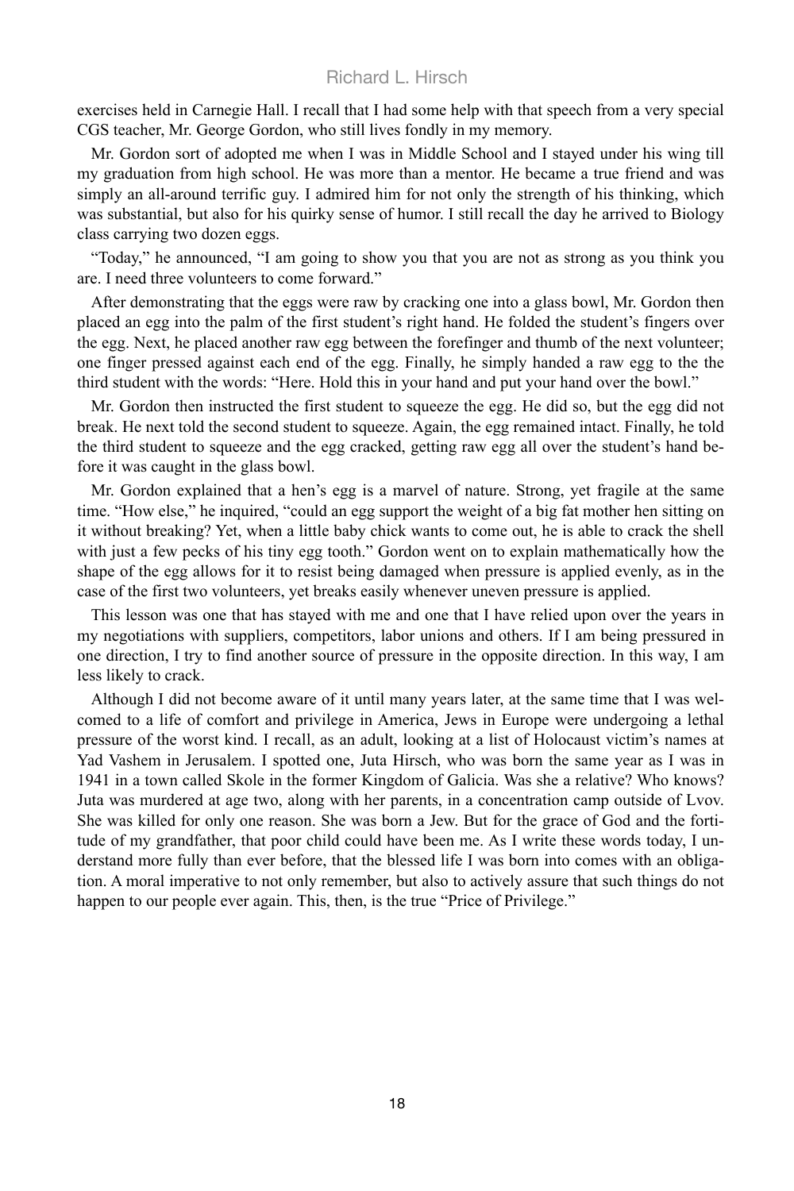exercises held in Carnegie Hall. I recall that I had some help with that speech from a very special CGS teacher, Mr. George Gordon, who still lives fondly in my memory.

Mr. Gordon sort of adopted me when I was in Middle School and I stayed under his wing till my graduation from high school. He was more than a mentor. He became a true friend and was simply an all-around terrific guy. I admired him for not only the strength of his thinking, which was substantial, but also for his quirky sense of humor. I still recall the day he arrived to Biology class carrying two dozen eggs.

"Today," he announced, "I am going to show you that you are not as strong as you think you are. I need three volunteers to come forward."

After demonstrating that the eggs were raw by cracking one into a glass bowl, Mr. Gordon then placed an egg into the palm of the first student's right hand. He folded the student's fingers over the egg. Next, he placed another raw egg between the forefinger and thumb of the next volunteer; one finger pressed against each end of the egg. Finally, he simply handed a raw egg to the the third student with the words: "Here. Hold this in your hand and put your hand over the bowl."

Mr. Gordon then instructed the first student to squeeze the egg. He did so, but the egg did not break. He next told the second student to squeeze. Again, the egg remained intact. Finally, he told the third student to squeeze and the egg cracked, getting raw egg all over the student's hand before it was caught in the glass bowl.

Mr. Gordon explained that a hen's egg is a marvel of nature. Strong, yet fragile at the same time. "How else," he inquired, "could an egg support the weight of a big fat mother hen sitting on it without breaking? Yet, when a little baby chick wants to come out, he is able to crack the shell with just a few pecks of his tiny egg tooth." Gordon went on to explain mathematically how the shape of the egg allows for it to resist being damaged when pressure is applied evenly, as in the case of the first two volunteers, yet breaks easily whenever uneven pressure is applied.

This lesson was one that has stayed with me and one that I have relied upon over the years in my negotiations with suppliers, competitors, labor unions and others. If I am being pressured in one direction, I try to find another source of pressure in the opposite direction. In this way, I am less likely to crack.

Although I did not become aware of it until many years later, at the same time that I was welcomed to a life of comfort and privilege in America, Jews in Europe were undergoing a lethal pressure of the worst kind. I recall, as an adult, looking at a list of Holocaust victim's names at Yad Vashem in Jerusalem. I spotted one, Juta Hirsch, who was born the same year as I was in 1941 in a town called Skole in the former Kingdom of Galicia. Was she a relative? Who knows? Juta was murdered at age two, along with her parents, in a concentration camp outside of Lvov. She was killed for only one reason. She was born a Jew. But for the grace of God and the fortitude of my grandfather, that poor child could have been me. As I write these words today, I understand more fully than ever before, that the blessed life I was born into comes with an obligation. A moral imperative to not only remember, but also to actively assure that such things do not happen to our people ever again. This, then, is the true "Price of Privilege."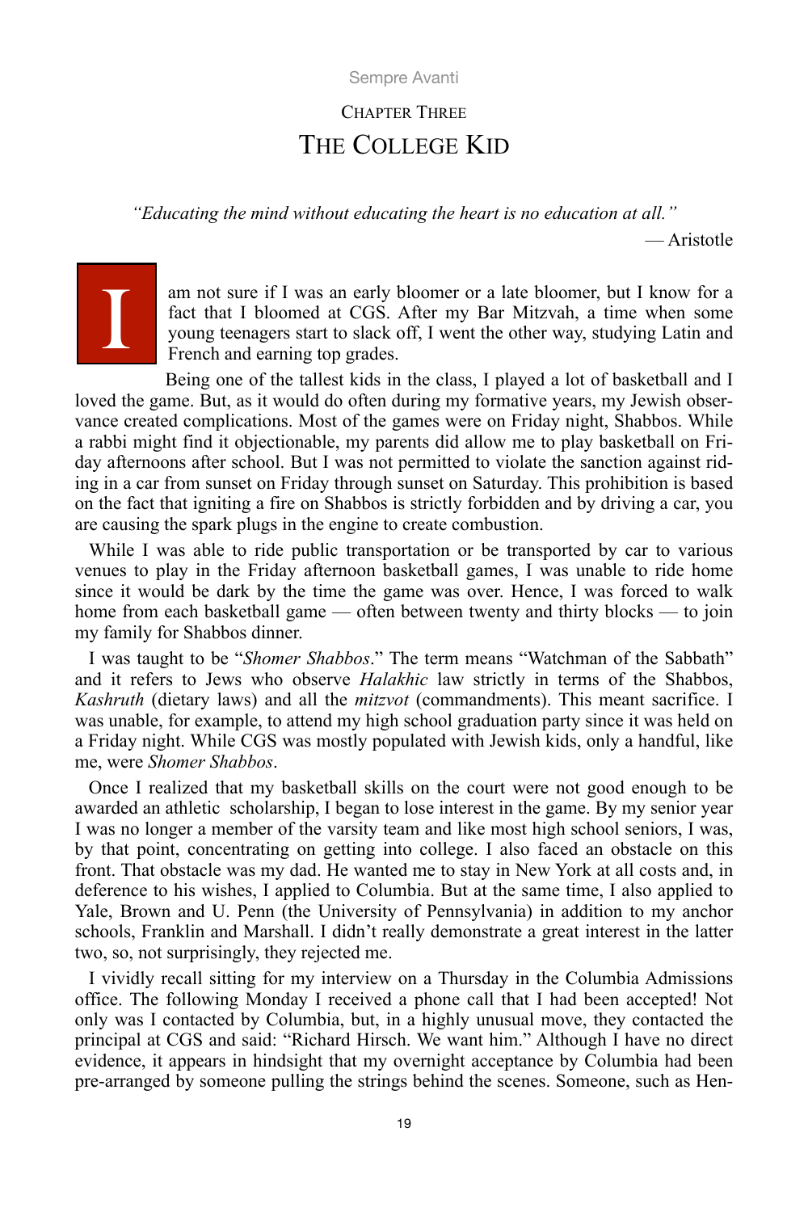## Chapter Three

# The College Kid

*"Educating the mind without educating the heart is no education at all."*

— Aristotle

I am not sure if I was an early bloomer or a late bloomer, but I know for a fact that I bloomed at CGS. After my Bar Mitzvah, a time when some young teenagers start to slack off, I went the other way, studying Latin and French and earning top grades.

Being one of the tallest kids in the class, I played a lot of basketball and I loved the game. But, as it would do often during my formative years, my Jewish observance created complications. Most of the games were on Friday night, Shabbos. While a rabbi might find it objectionable, my parents did allow me to play basketball on Friday afternoons after school. But I was not permitted to violate the sanction against riding in a car from sunset on Friday through sunset on Saturday. This prohibition is based on the fact that igniting a fire on Shabbos is strictly forbidden and by driving a car, you are causing the spark plugs in the engine to create combustion.

While I was able to ride public transportation or be transported by car to various venues to play in the Friday afternoon basketball games, I was unable to ride home since it would be dark by the time the game was over. Hence, I was forced to walk home from each basketball game — often between twenty and thirty blocks — to join my family for Shabbos dinner.

I was taught to be "*Shomer Shabbos*." The term means "Watchman of the Sabbath" and it refers to Jews who observe *Halakhic* law strictly in terms of the Shabbos, *Kashruth* (dietary laws) and all the *mitzvot* (commandments). This meant sacrifice. I was unable, for example, to attend my high school graduation party since it was held on a Friday night. While CGS was mostly populated with Jewish kids, only a handful, like me, were *Shomer Shabbos*.

Once I realized that my basketball skills on the court were not good enough to be awarded an athletic scholarship, I began to lose interest in the game. By my senior year I was no longer a member of the varsity team and like most high school seniors, I was, by that point, concentrating on getting into college. I also faced an obstacle on this front. That obstacle was my dad. He wanted me to stay in New York at all costs and, in deference to his wishes, I applied to Columbia. But at the same time, I also applied to Yale, Brown and U. Penn (the University of Pennsylvania) in addition to my anchor schools, Franklin and Marshall. I didn't really demonstrate a great interest in the latter two, so, not surprisingly, they rejected me.

I vividly recall sitting for my interview on a Thursday in the Columbia Admissions office. The following Monday I received a phone call that I had been accepted! Not only was I contacted by Columbia, but, in a highly unusual move, they contacted the principal at CGS and said: "Richard Hirsch. We want him." Although I have no direct evidence, it appears in hindsight that my overnight acceptance by Columbia had been pre-arranged by someone pulling the strings behind the scenes. Someone, such as Hen-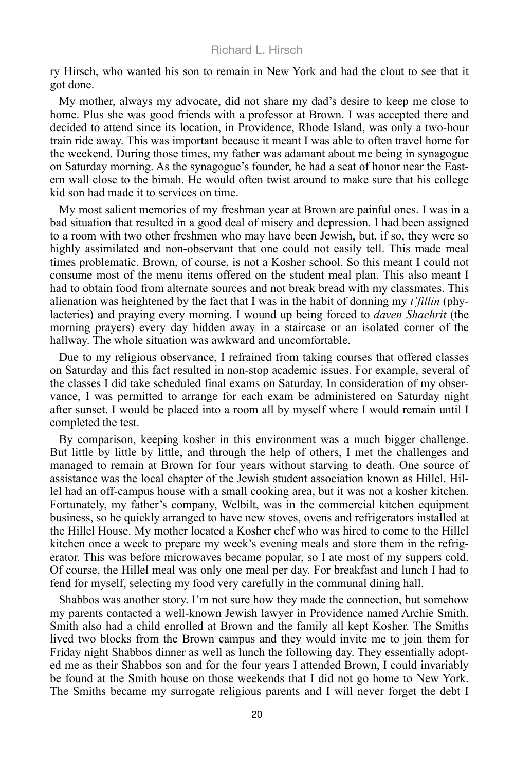ry Hirsch, who wanted his son to remain in New York and had the clout to see that it got done.

My mother, always my advocate, did not share my dad's desire to keep me close to home. Plus she was good friends with a professor at Brown. I was accepted there and decided to attend since its location, in Providence, Rhode Island, was only a two-hour train ride away. This was important because it meant I was able to often travel home for the weekend. During those times, my father was adamant about me being in synagogue on Saturday morning. As the synagogue's founder, he had a seat of honor near the Eastern wall close to the bimah. He would often twist around to make sure that his college kid son had made it to services on time.

My most salient memories of my freshman year at Brown are painful ones. I was in a bad situation that resulted in a good deal of misery and depression. I had been assigned to a room with two other freshmen who may have been Jewish, but, if so, they were so highly assimilated and non-observant that one could not easily tell. This made meal times problematic. Brown, of course, is not a Kosher school. So this meant I could not consume most of the menu items offered on the student meal plan. This also meant I had to obtain food from alternate sources and not break bread with my classmates. This alienation was heightened by the fact that I was in the habit of donning my *t'fillin* (phylacteries) and praying every morning. I wound up being forced to *daven Shachrit* (the morning prayers) every day hidden away in a staircase or an isolated corner of the hallway. The whole situation was awkward and uncomfortable.

Due to my religious observance, I refrained from taking courses that offered classes on Saturday and this fact resulted in non-stop academic issues. For example, several of the classes I did take scheduled final exams on Saturday. In consideration of my observance, I was permitted to arrange for each exam be administered on Saturday night after sunset. I would be placed into a room all by myself where I would remain until I completed the test.

By comparison, keeping kosher in this environment was a much bigger challenge. But little by little by little, and through the help of others, I met the challenges and managed to remain at Brown for four years without starving to death. One source of assistance was the local chapter of the Jewish student association known as Hillel. Hillel had an off-campus house with a small cooking area, but it was not a kosher kitchen. Fortunately, my father's company, Welbilt, was in the commercial kitchen equipment business, so he quickly arranged to have new stoves, ovens and refrigerators installed at the Hillel House. My mother located a Kosher chef who was hired to come to the Hillel kitchen once a week to prepare my week's evening meals and store them in the refrigerator. This was before microwaves became popular, so I ate most of my suppers cold. Of course, the Hillel meal was only one meal per day. For breakfast and lunch I had to fend for myself, selecting my food very carefully in the communal dining hall.

Shabbos was another story. I'm not sure how they made the connection, but somehow my parents contacted a well-known Jewish lawyer in Providence named Archie Smith. Smith also had a child enrolled at Brown and the family all kept Kosher. The Smiths lived two blocks from the Brown campus and they would invite me to join them for Friday night Shabbos dinner as well as lunch the following day. They essentially adopted me as their Shabbos son and for the four years I attended Brown, I could invariably be found at the Smith house on those weekends that I did not go home to New York. The Smiths became my surrogate religious parents and I will never forget the debt I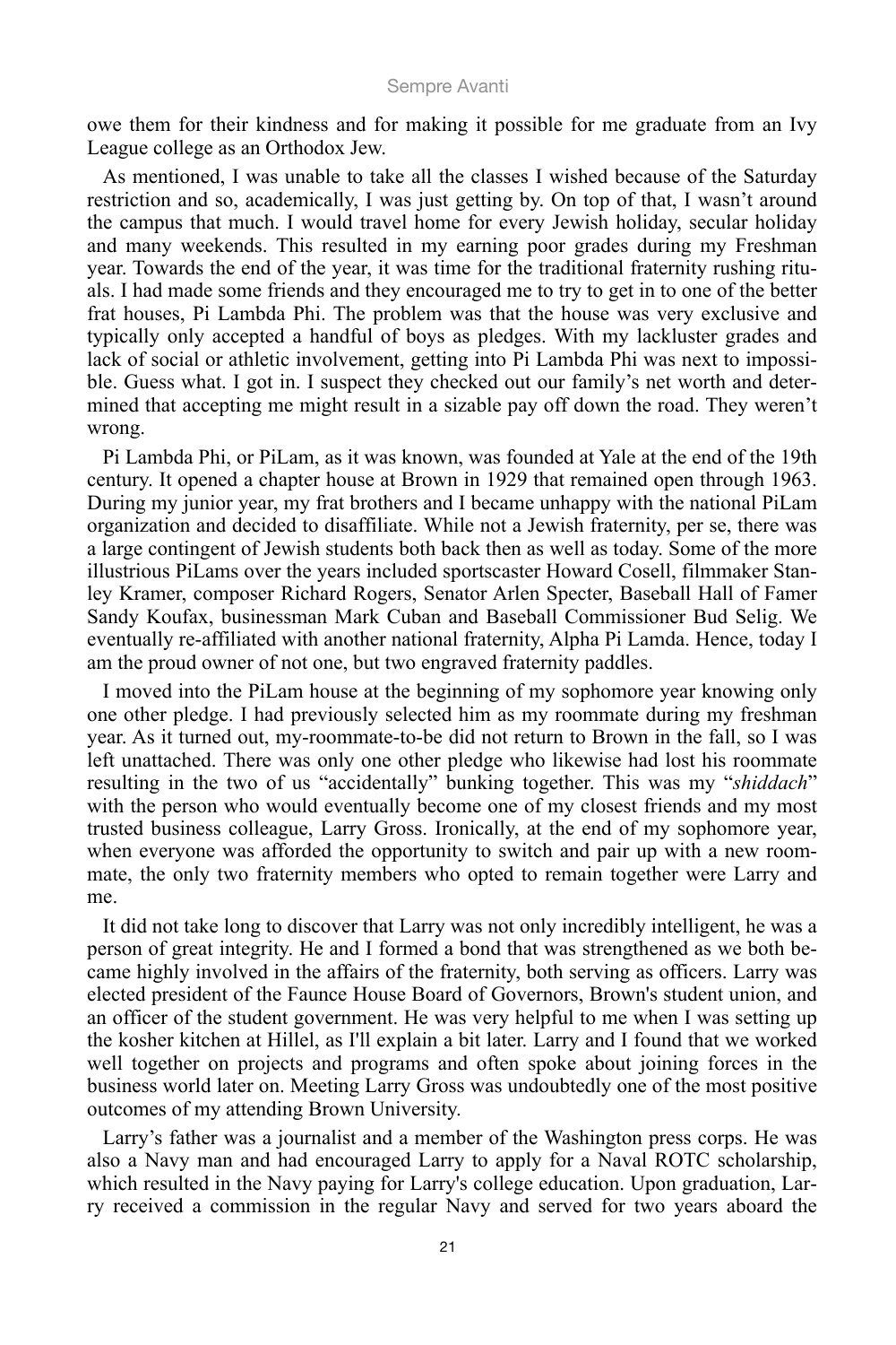owe them for their kindness and for making it possible for me graduate from an Ivy League college as an Orthodox Jew.

As mentioned, I was unable to take all the classes I wished because of the Saturday restriction and so, academically, I was just getting by. On top of that, I wasn't around the campus that much. I would travel home for every Jewish holiday, secular holiday and many weekends. This resulted in my earning poor grades during my Freshman year. Towards the end of the year, it was time for the traditional fraternity rushing rituals. I had made some friends and they encouraged me to try to get in to one of the better frat houses, Pi Lambda Phi. The problem was that the house was very exclusive and typically only accepted a handful of boys as pledges. With my lackluster grades and lack of social or athletic involvement, getting into Pi Lambda Phi was next to impossible. Guess what. I got in. I suspect they checked out our family's net worth and determined that accepting me might result in a sizable pay off down the road. They weren't wrong.

Pi Lambda Phi, or PiLam, as it was known, was founded at Yale at the end of the 19th century. It opened a chapter house at Brown in 1929 that remained open through 1963. During my junior year, my frat brothers and I became unhappy with the national PiLam organization and decided to disaffiliate. While not a Jewish fraternity, per se, there was a large contingent of Jewish students both back then as well as today. Some of the more illustrious PiLams over the years included sportscaster Howard Cosell, filmmaker Stanley Kramer, composer Richard Rogers, Senator Arlen Specter, Baseball Hall of Famer Sandy Koufax, businessman Mark Cuban and Baseball Commissioner Bud Selig. We eventually re-affiliated with another national fraternity, Alpha Pi Lamda. Hence, today I am the proud owner of not one, but two engraved fraternity paddles.

I moved into the PiLam house at the beginning of my sophomore year knowing only one other pledge. I had previously selected him as my roommate during my freshman year. As it turned out, my-roommate-to-be did not return to Brown in the fall, so I was left unattached. There was only one other pledge who likewise had lost his roommate resulting in the two of us "accidentally" bunking together. This was my "*shiddach*" with the person who would eventually become one of my closest friends and my most trusted business colleague, Larry Gross. Ironically, at the end of my sophomore year, when everyone was afforded the opportunity to switch and pair up with a new roommate, the only two fraternity members who opted to remain together were Larry and me.

It did not take long to discover that Larry was not only incredibly intelligent, he was a person of great integrity. He and I formed a bond that was strengthened as we both became highly involved in the affairs of the fraternity, both serving as officers. Larry was elected president of the Faunce House Board of Governors, Brown's student union, and an officer of the student government. He was very helpful to me when I was setting up the kosher kitchen at Hillel, as I'll explain a bit later. Larry and I found that we worked well together on projects and programs and often spoke about joining forces in the business world later on. Meeting Larry Gross was undoubtedly one of the most positive outcomes of my attending Brown University.

Larry's father was a journalist and a member of the Washington press corps. He was also a Navy man and had encouraged Larry to apply for a Naval ROTC scholarship, which resulted in the Navy paying for Larry's college education. Upon graduation, Larry received a commission in the regular Navy and served for two years aboard the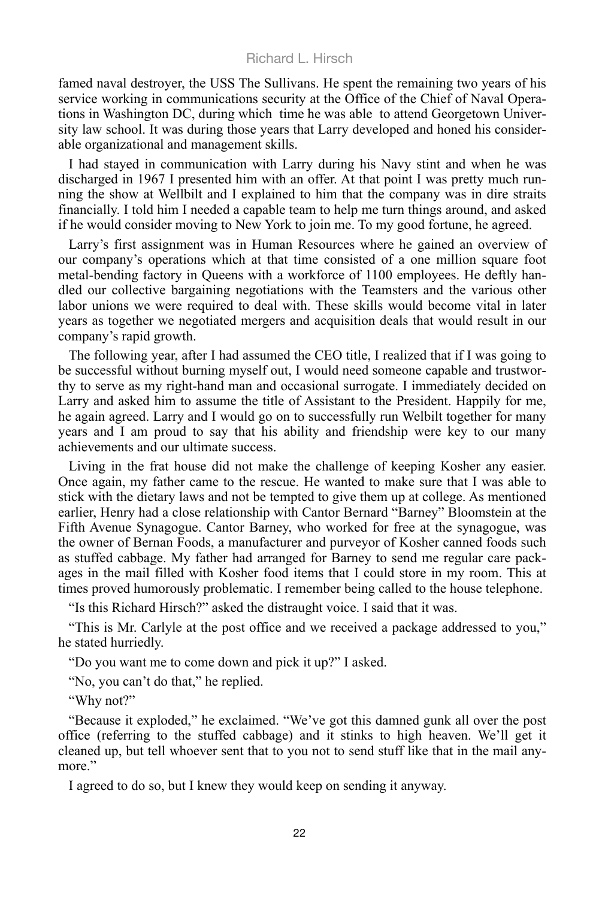famed naval destroyer, the USS The Sullivans. He spent the remaining two years of his service working in communications security at the Office of the Chief of Naval Operations in Washington DC, during which time he was able to attend Georgetown University law school. It was during those years that Larry developed and honed his considerable organizational and management skills.

I had stayed in communication with Larry during his Navy stint and when he was discharged in 1967 I presented him with an offer. At that point I was pretty much running the show at Wellbilt and I explained to him that the company was in dire straits financially. I told him I needed a capable team to help me turn things around, and asked if he would consider moving to New York to join me. To my good fortune, he agreed.

Larry's first assignment was in Human Resources where he gained an overview of our company's operations which at that time consisted of a one million square foot metal-bending factory in Queens with a workforce of 1100 employees. He deftly handled our collective bargaining negotiations with the Teamsters and the various other labor unions we were required to deal with. These skills would become vital in later years as together we negotiated mergers and acquisition deals that would result in our company's rapid growth.

The following year, after I had assumed the CEO title, I realized that if I was going to be successful without burning myself out, I would need someone capable and trustworthy to serve as my right-hand man and occasional surrogate. I immediately decided on Larry and asked him to assume the title of Assistant to the President. Happily for me, he again agreed. Larry and I would go on to successfully run Welbilt together for many years and I am proud to say that his ability and friendship were key to our many achievements and our ultimate success.

Living in the frat house did not make the challenge of keeping Kosher any easier. Once again, my father came to the rescue. He wanted to make sure that I was able to stick with the dietary laws and not be tempted to give them up at college. As mentioned earlier, Henry had a close relationship with Cantor Bernard "Barney" Bloomstein at the Fifth Avenue Synagogue. Cantor Barney, who worked for free at the synagogue, was the owner of Bernan Foods, a manufacturer and purveyor of Kosher canned foods such as stuffed cabbage. My father had arranged for Barney to send me regular care packages in the mail filled with Kosher food items that I could store in my room. This at times proved humorously problematic. I remember being called to the house telephone.

"Is this Richard Hirsch?" asked the distraught voice. I said that it was.

"This is Mr. Carlyle at the post office and we received a package addressed to you," he stated hurriedly.

"Do you want me to come down and pick it up?" I asked.

"No, you can't do that," he replied.

"Why not?"

"Because it exploded," he exclaimed. "We've got this damned gunk all over the post office (referring to the stuffed cabbage) and it stinks to high heaven. We'll get it cleaned up, but tell whoever sent that to you not to send stuff like that in the mail anymore."

I agreed to do so, but I knew they would keep on sending it anyway.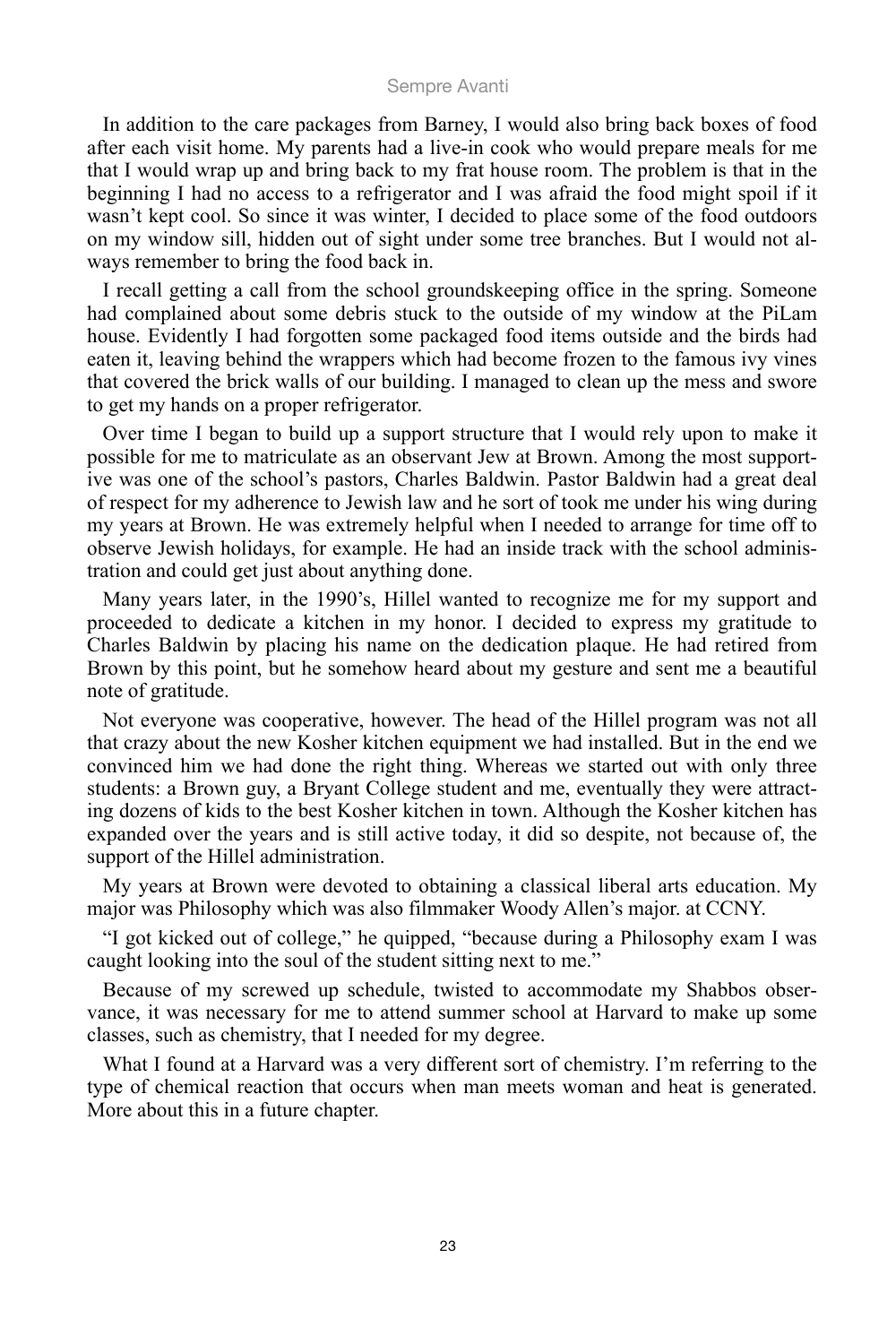In addition to the care packages from Barney, I would also bring back boxes of food after each visit home. My parents had a live-in cook who would prepare meals for me that I would wrap up and bring back to my frat house room. The problem is that in the beginning I had no access to a refrigerator and I was afraid the food might spoil if it wasn't kept cool. So since it was winter, I decided to place some of the food outdoors on my window sill, hidden out of sight under some tree branches. But I would not always remember to bring the food back in.

I recall getting a call from the school groundskeeping office in the spring. Someone had complained about some debris stuck to the outside of my window at the PiLam house. Evidently I had forgotten some packaged food items outside and the birds had eaten it, leaving behind the wrappers which had become frozen to the famous ivy vines that covered the brick walls of our building. I managed to clean up the mess and swore to get my hands on a proper refrigerator.

Over time I began to build up a support structure that I would rely upon to make it possible for me to matriculate as an observant Jew at Brown. Among the most supportive was one of the school's pastors, Charles Baldwin. Pastor Baldwin had a great deal of respect for my adherence to Jewish law and he sort of took me under his wing during my years at Brown. He was extremely helpful when I needed to arrange for time off to observe Jewish holidays, for example. He had an inside track with the school administration and could get just about anything done.

Many years later, in the 1990's, Hillel wanted to recognize me for my support and proceeded to dedicate a kitchen in my honor. I decided to express my gratitude to Charles Baldwin by placing his name on the dedication plaque. He had retired from Brown by this point, but he somehow heard about my gesture and sent me a beautiful note of gratitude.

Not everyone was cooperative, however. The head of the Hillel program was not all that crazy about the new Kosher kitchen equipment we had installed. But in the end we convinced him we had done the right thing. Whereas we started out with only three students: a Brown guy, a Bryant College student and me, eventually they were attracting dozens of kids to the best Kosher kitchen in town. Although the Kosher kitchen has expanded over the years and is still active today, it did so despite, not because of, the support of the Hillel administration.

My years at Brown were devoted to obtaining a classical liberal arts education. My major was Philosophy which was also filmmaker Woody Allen's major. at CCNY.

"I got kicked out of college," he quipped, "because during a Philosophy exam I was caught looking into the soul of the student sitting next to me."

Because of my screwed up schedule, twisted to accommodate my Shabbos observance, it was necessary for me to attend summer school at Harvard to make up some classes, such as chemistry, that I needed for my degree.

What I found at a Harvard was a very different sort of chemistry. I'm referring to the type of chemical reaction that occurs when man meets woman and heat is generated. More about this in a future chapter.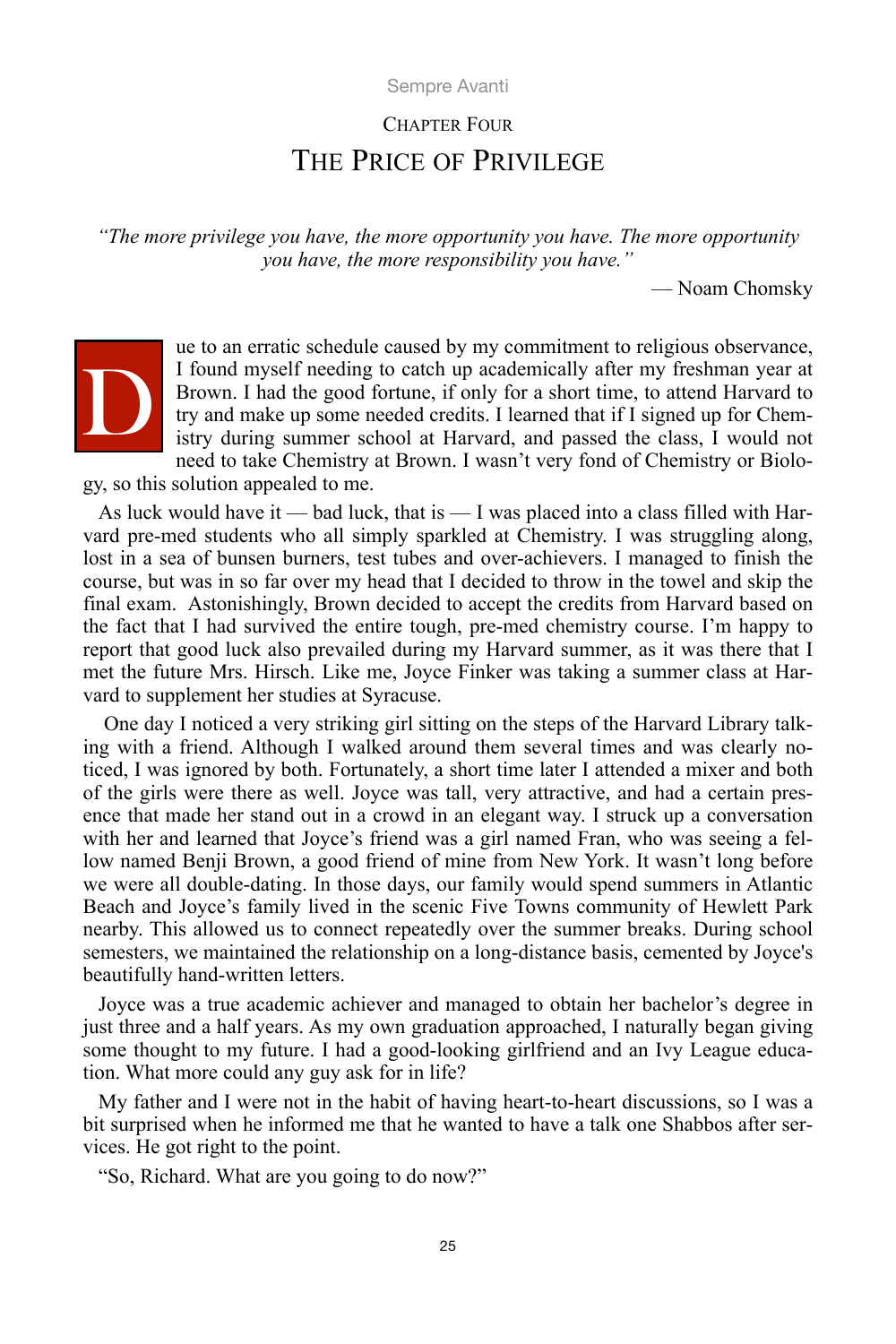## Chapter Four

# The Price of Privilege

*"The more privilege you have, the more opportunity you have. The more opportunity you have, the more responsibility you have."*

— Noam Chomsky

Due to an erratic schedule caused by my commitment to religious observance, I found myself needing to catch up academically after my freshman year at Brown. I had the good fortune, if only for a short time, to attend Harvard to try and make up some needed credits. I learned that if I signed up for Chemistry during summer school at Harvard, and passed the class, I would not need to take Chemistry at Brown. I wasn't very fond of Chemistry or Biology, so this solution appealed to me.

As luck would have it — bad luck, that is — I was placed into a class filled with Harvard pre-med students who all simply sparkled at Chemistry. I was struggling along, lost in a sea of bunsen burners, test tubes and over-achievers. I managed to finish the course, but was in so far over my head that I decided to throw in the towel and skip the final exam. Astonishingly, Brown decided to accept the credits from Harvard based on the fact that I had survived the entire tough, pre-med chemistry course. I'm happy to report that good luck also prevailed during my Harvard summer, as it was there that I met the future Mrs. Hirsch. Like me, Joyce Finker was taking a summer class at Harvard to supplement her studies at Syracuse.

One day I noticed a very striking girl sitting on the steps of the Harvard Library talking with a friend. Although I walked around them several times and was clearly noticed, I was ignored by both. Fortunately, a short time later I attended a mixer and both of the girls were there as well. Joyce was tall, very attractive, and had a certain presence that made her stand out in a crowd in an elegant way. I struck up a conversation with her and learned that Joyce's friend was a girl named Fran, who was seeing a fellow named Benji Brown, a good friend of mine from New York. It wasn't long before we were all double-dating. In those days, our family would spend summers in Atlantic Beach and Joyce's family lived in the scenic Five Towns community of Hewlett Park nearby. This allowed us to connect repeatedly over the summer breaks. During school semesters, we maintained the relationship on a long-distance basis, cemented by Joyce's beautifully hand-written letters.

Joyce was a true academic achiever and managed to obtain her bachelor's degree in just three and a half years. As my own graduation approached, I naturally began giving some thought to my future. I had a good-looking girlfriend and an Ivy League education. What more could any guy ask for in life?

My father and I were not in the habit of having heart-to-heart discussions, so I was a bit surprised when he informed me that he wanted to have a talk one Shabbos after services. He got right to the point.

"So, Richard. What are you going to do now?"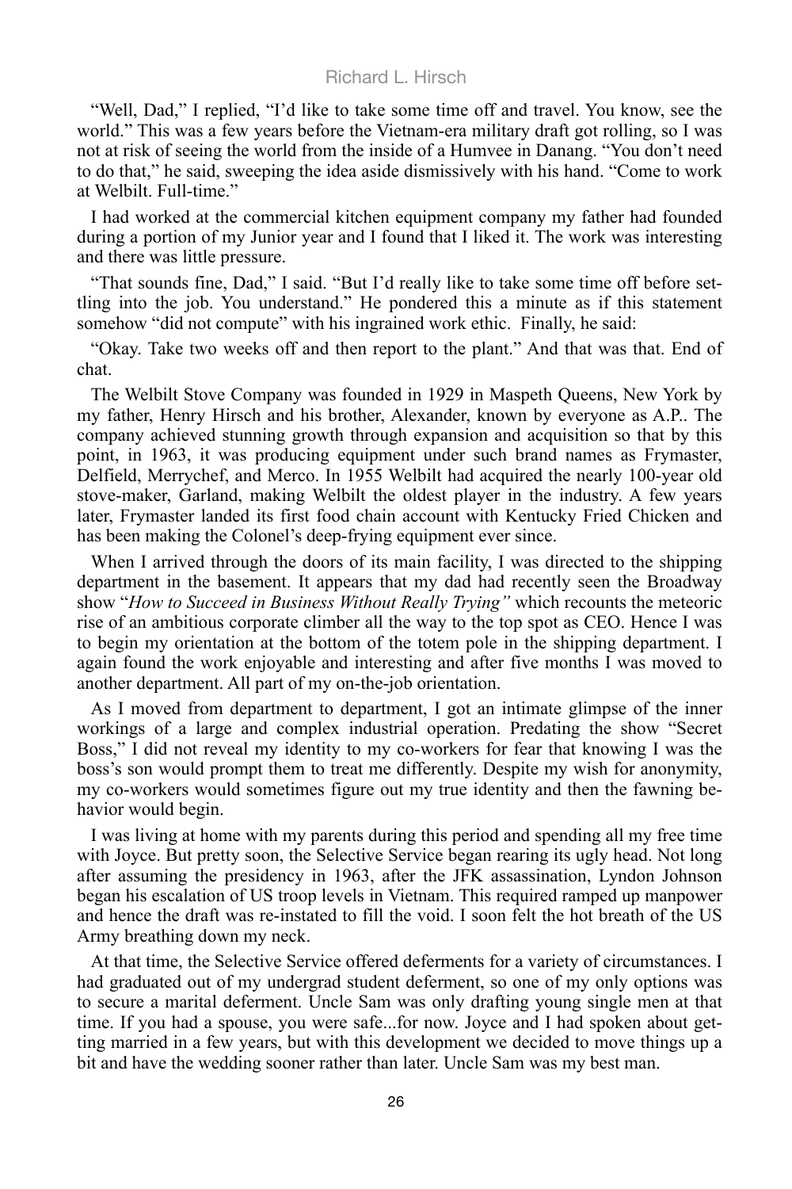"Well, Dad," I replied, "I'd like to take some time off and travel. You know, see the world." This was a few years before the Vietnam-era military draft got rolling, so I was not at risk of seeing the world from the inside of a Humvee in Danang. "You don't need to do that," he said, sweeping the idea aside dismissively with his hand. "Come to work at Welbilt. Full-time."

I had worked at the commercial kitchen equipment company my father had founded during a portion of my Junior year and I found that I liked it. The work was interesting and there was little pressure.

"That sounds fine, Dad," I said. "But I'd really like to take some time off before settling into the job. You understand." He pondered this a minute as if this statement somehow "did not compute" with his ingrained work ethic. Finally, he said:

"Okay. Take two weeks off and then report to the plant." And that was that. End of chat.

The Welbilt Stove Company was founded in 1929 in Maspeth Queens, New York by my father, Henry Hirsch and his brother, Alexander, known by everyone as A.P.. The company achieved stunning growth through expansion and acquisition so that by this point, in 1963, it was producing equipment under such brand names as Frymaster, Delfield, Merrychef, and Merco. In 1955 Welbilt had acquired the nearly 100-year old stove-maker, Garland, making Welbilt the oldest player in the industry. A few years later, Frymaster landed its first food chain account with Kentucky Fried Chicken and has been making the Colonel's deep-frying equipment ever since.

When I arrived through the doors of its main facility, I was directed to the shipping department in the basement. It appears that my dad had recently seen the Broadway show "*How to Succeed in Business Without Really Trying"* which recounts the meteoric rise of an ambitious corporate climber all the way to the top spot as CEO. Hence I was to begin my orientation at the bottom of the totem pole in the shipping department. I again found the work enjoyable and interesting and after five months I was moved to another department. All part of my on-the-job orientation.

As I moved from department to department, I got an intimate glimpse of the inner workings of a large and complex industrial operation. Predating the show "Secret Boss," I did not reveal my identity to my co-workers for fear that knowing I was the boss's son would prompt them to treat me differently. Despite my wish for anonymity, my co-workers would sometimes figure out my true identity and then the fawning behavior would begin.

I was living at home with my parents during this period and spending all my free time with Joyce. But pretty soon, the Selective Service began rearing its ugly head. Not long after assuming the presidency in 1963, after the JFK assassination, Lyndon Johnson began his escalation of US troop levels in Vietnam. This required ramped up manpower and hence the draft was re-instated to fill the void. I soon felt the hot breath of the US Army breathing down my neck.

At that time, the Selective Service offered deferments for a variety of circumstances. I had graduated out of my undergrad student deferment, so one of my only options was to secure a marital deferment. Uncle Sam was only drafting young single men at that time. If you had a spouse, you were safe...for now. Joyce and I had spoken about getting married in a few years, but with this development we decided to move things up a bit and have the wedding sooner rather than later. Uncle Sam was my best man.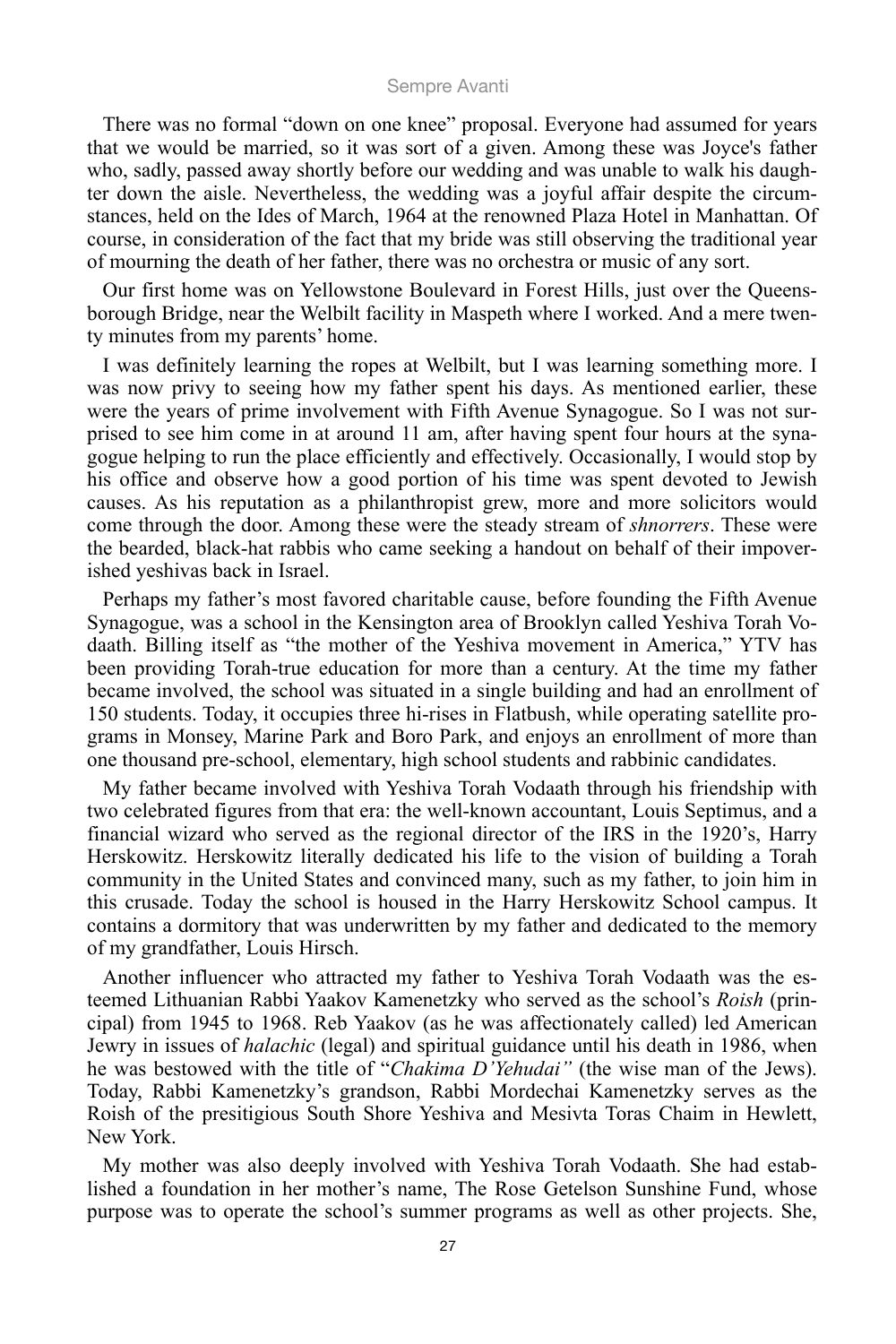There was no formal "down on one knee" proposal. Everyone had assumed for years that we would be married, so it was sort of a given. Among these was Joyce's father who, sadly, passed away shortly before our wedding and was unable to walk his daughter down the aisle. Nevertheless, the wedding was a joyful affair despite the circumstances, held on the Ides of March, 1964 at the renowned Plaza Hotel in Manhattan. Of course, in consideration of the fact that my bride was still observing the traditional year of mourning the death of her father, there was no orchestra or music of any sort.

Our first home was on Yellowstone Boulevard in Forest Hills, just over the Queensborough Bridge, near the Welbilt facility in Maspeth where I worked. And a mere twenty minutes from my parents' home.

I was definitely learning the ropes at Welbilt, but I was learning something more. I was now privy to seeing how my father spent his days. As mentioned earlier, these were the years of prime involvement with Fifth Avenue Synagogue. So I was not surprised to see him come in at around 11 am, after having spent four hours at the synagogue helping to run the place efficiently and effectively. Occasionally, I would stop by his office and observe how a good portion of his time was spent devoted to Jewish causes. As his reputation as a philanthropist grew, more and more solicitors would come through the door. Among these were the steady stream of *shnorrers*. These were the bearded, black-hat rabbis who came seeking a handout on behalf of their impoverished yeshivas back in Israel.

Perhaps my father's most favored charitable cause, before founding the Fifth Avenue Synagogue, was a school in the Kensington area of Brooklyn called Yeshiva Torah Vodaath. Billing itself as "the mother of the Yeshiva movement in America," YTV has been providing Torah-true education for more than a century. At the time my father became involved, the school was situated in a single building and had an enrollment of 150 students. Today, it occupies three hi-rises in Flatbush, while operating satellite programs in Monsey, Marine Park and Boro Park, and enjoys an enrollment of more than one thousand pre-school, elementary, high school students and rabbinic candidates.

My father became involved with Yeshiva Torah Vodaath through his friendship with two celebrated figures from that era: the well-known accountant, Louis Septimus, and a financial wizard who served as the regional director of the IRS in the 1920's, Harry Herskowitz. Herskowitz literally dedicated his life to the vision of building a Torah community in the United States and convinced many, such as my father, to join him in this crusade. Today the school is housed in the Harry Herskowitz School campus. It contains a dormitory that was underwritten by my father and dedicated to the memory of my grandfather, Louis Hirsch.

Another influencer who attracted my father to Yeshiva Torah Vodaath was the esteemed Lithuanian Rabbi Yaakov Kamenetzky who served as the school's *Roish* (principal) from 1945 to 1968. Reb Yaakov (as he was affectionately called) led American Jewry in issues of *halachic* (legal) and spiritual guidance until his death in 1986, when he was bestowed with the title of "*Chakima D'Yehudai"* (the wise man of the Jews). Today, Rabbi Kamenetzky's grandson, Rabbi Mordechai Kamenetzky serves as the Roish of the presitigious South Shore Yeshiva and Mesivta Toras Chaim in Hewlett, New York.

My mother was also deeply involved with Yeshiva Torah Vodaath. She had established a foundation in her mother's name, The Rose Getelson Sunshine Fund, whose purpose was to operate the school's summer programs as well as other projects. She,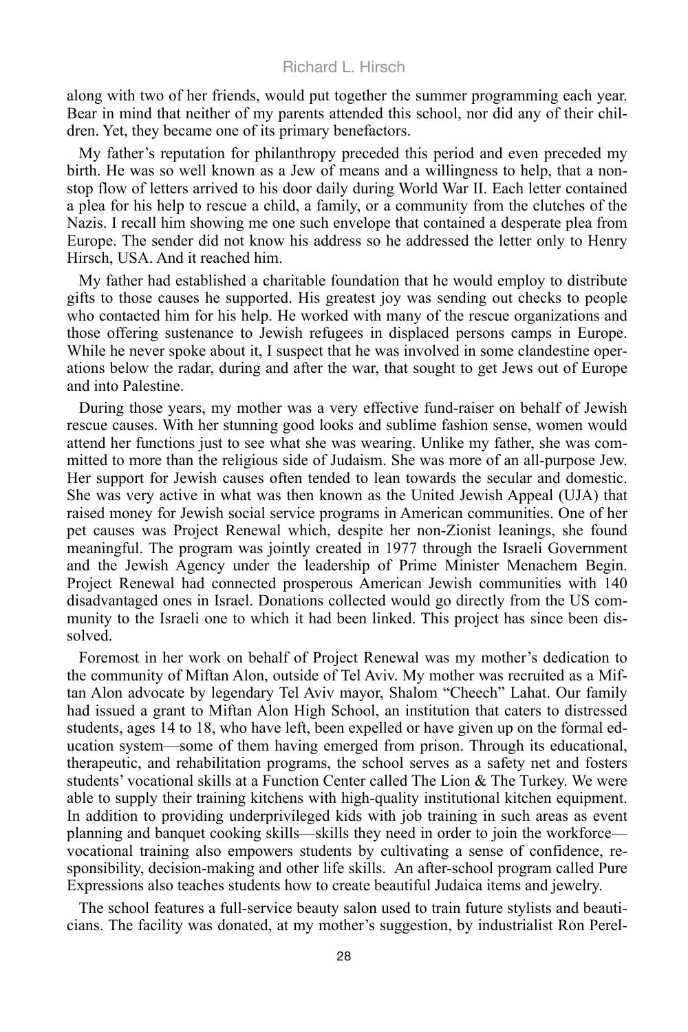along with two of her friends, would put together the summer programming each year. Bear in mind that neither of my parents attended this school, nor did any of their children. Yet, they became one of its primary benefactors.

My father's reputation for philanthropy preceded this period and even preceded my birth. He was so well known as a Jew of means and a willingness to help, that a nonstop flow of letters arrived to his door daily during World War II. Each letter contained a plea for his help to rescue a child, a family, or a community from the clutches of the Nazis. I recall him showing me one such envelope that contained a desperate plea from Europe. The sender did not know his address so he addressed the letter only to Henry Hirsch, USA. And it reached him.

My father had established a charitable foundation that he would employ to distribute gifts to those causes he supported. His greatest joy was sending out checks to people who contacted him for his help. He worked with many of the rescue organizations and those offering sustenance to Jewish refugees in displaced persons camps in Europe. While he never spoke about it, I suspect that he was involved in some clandestine operations below the radar, during and after the war, that sought to get Jews out of Europe and into Palestine.

During those years, my mother was a very effective fund-raiser on behalf of Jewish rescue causes. With her stunning good looks and sublime fashion sense, women would attend her functions just to see what she was wearing. Unlike my father, she was committed to more than the religious side of Judaism. She was more of an all-purpose Jew. Her support for Jewish causes often tended to lean towards the secular and domestic. She was very active in what was then known as the United Jewish Appeal (UJA) that raised money for Jewish social service programs in American communities. One of her pet causes was Project Renewal which, despite her non-Zionist leanings, she found meaningful. The program was jointly created in 1977 through the Israeli Government and the Jewish Agency under the leadership of Prime Minister Menachem Begin. Project Renewal had connected prosperous American Jewish communities with 140 disadvantaged ones in Israel. Donations collected would go directly from the US community to the Israeli one to which it had been linked. This project has since been dissolved.

Foremost in her work on behalf of Project Renewal was my mother's dedication to the community of Miftan Alon, outside of Tel Aviv. My mother was recruited as a Miftan Alon advocate by legendary Tel Aviv mayor, Shalom "Cheech" Lahat. Our family had issued a grant to Miftan Alon High School, an institution that caters to distressed students, ages 14 to 18, who have left, been expelled or have given up on the formal education system—some of them having emerged from prison. Through its educational, therapeutic, and rehabilitation programs, the school serves as a safety net and fosters students' vocational skills at a Function Center called The Lion & The Turkey. We were able to supply their training kitchens with high-quality institutional kitchen equipment. In addition to providing underprivileged kids with job training in such areas as event planning and banquet cooking skills—skills they need in order to join the workforce—vocational training also empowers students by cultivating a sense of confidence, responsibility, decision-making and other life skills. An after-school program called Pure Expressions also teaches students how to create beautiful Judaica items and jewelry.

The school features a full-service beauty salon used to train future stylists and beauticians. The facility was donated, at my mother's suggestion, by industrialist Ron Perel-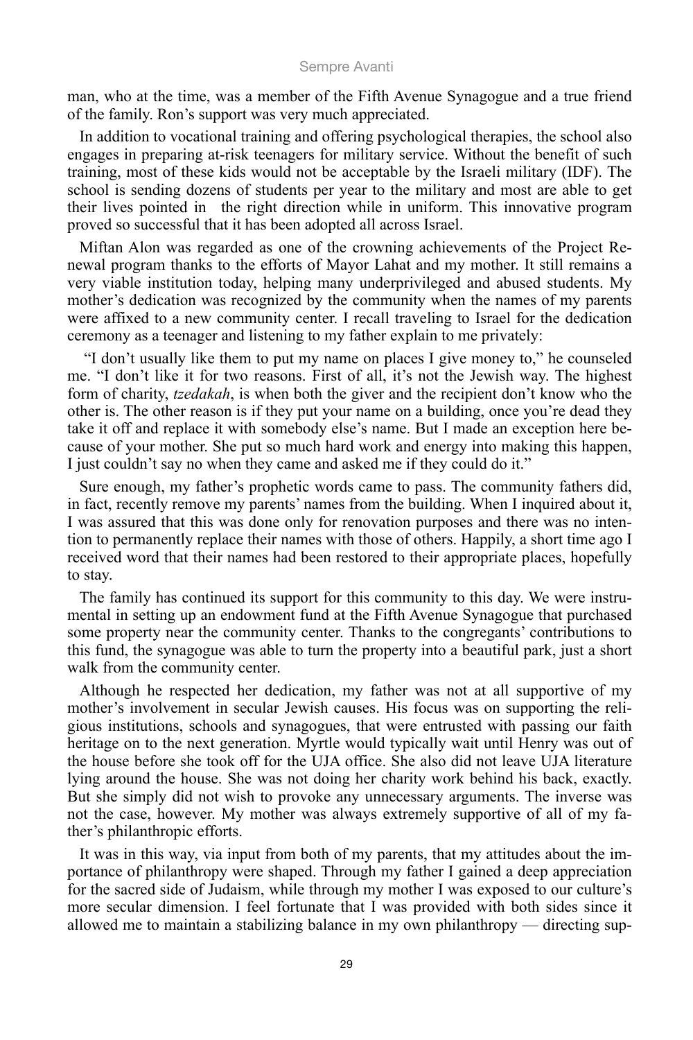man, who at the time, was a member of the Fifth Avenue Synagogue and a true friend of the family. Ron's support was very much appreciated.

In addition to vocational training and offering psychological therapies, the school also engages in preparing at-risk teenagers for military service. Without the benefit of such training, most of these kids would not be acceptable by the Israeli military (IDF). The school is sending dozens of students per year to the military and most are able to get their lives pointed in the right direction while in uniform. This innovative program proved so successful that it has been adopted all across Israel.

Miftan Alon was regarded as one of the crowning achievements of the Project Renewal program thanks to the efforts of Mayor Lahat and my mother. It still remains a very viable institution today, helping many underprivileged and abused students. My mother's dedication was recognized by the community when the names of my parents were affixed to a new community center. I recall traveling to Israel for the dedication ceremony as a teenager and listening to my father explain to me privately:

"I don't usually like them to put my name on places I give money to," he counseled me. "I don't like it for two reasons. First of all, it's not the Jewish way. The highest form of charity, *tzedakah*, is when both the giver and the recipient don't know who the other is. The other reason is if they put your name on a building, once you're dead they take it off and replace it with somebody else's name. But I made an exception here because of your mother. She put so much hard work and energy into making this happen, I just couldn't say no when they came and asked me if they could do it."

Sure enough, my father's prophetic words came to pass. The community fathers did, in fact, recently remove my parents' names from the building. When I inquired about it, I was assured that this was done only for renovation purposes and there was no intention to permanently replace their names with those of others. Happily, a short time ago I received word that their names had been restored to their appropriate places, hopefully to stay.

The family has continued its support for this community to this day. We were instrumental in setting up an endowment fund at the Fifth Avenue Synagogue that purchased some property near the community center. Thanks to the congregants' contributions to this fund, the synagogue was able to turn the property into a beautiful park, just a short walk from the community center.

Although he respected her dedication, my father was not at all supportive of my mother's involvement in secular Jewish causes. His focus was on supporting the religious institutions, schools and synagogues, that were entrusted with passing our faith heritage on to the next generation. Myrtle would typically wait until Henry was out of the house before she took off for the UJA office. She also did not leave UJA literature lying around the house. She was not doing her charity work behind his back, exactly. But she simply did not wish to provoke any unnecessary arguments. The inverse was not the case, however. My mother was always extremely supportive of all of my father's philanthropic efforts.

It was in this way, via input from both of my parents, that my attitudes about the importance of philanthropy were shaped. Through my father I gained a deep appreciation for the sacred side of Judaism, while through my mother I was exposed to our culture's more secular dimension. I feel fortunate that I was provided with both sides since it allowed me to maintain a stabilizing balance in my own philanthropy — directing sup-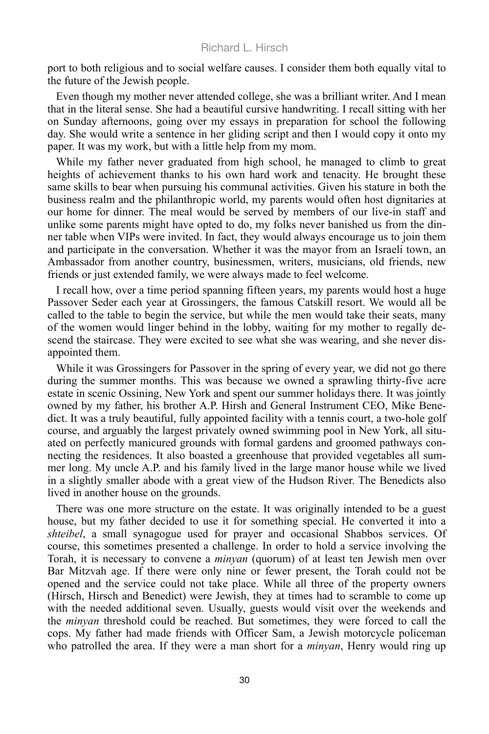port to both religious and to social welfare causes. I consider them both equally vital to the future of the Jewish people.

Even though my mother never attended college, she was a brilliant writer. And I mean that in the literal sense. She had a beautiful cursive handwriting. I recall sitting with her on Sunday afternoons, going over my essays in preparation for school the following day. She would write a sentence in her gliding script and then I would copy it onto my paper. It was my work, but with a little help from my mom.

While my father never graduated from high school, he managed to climb to great heights of achievement thanks to his own hard work and tenacity. He brought these same skills to bear when pursuing his communal activities. Given his stature in both the business realm and the philanthropic world, my parents would often host dignitaries at our home for dinner. The meal would be served by members of our live-in staff and unlike some parents might have opted to do, my folks never banished us from the dinner table when VIPs were invited. In fact, they would always encourage us to join them and participate in the conversation. Whether it was the mayor from an Israeli town, an Ambassador from another country, businessmen, writers, musicians, old friends, new friends or just extended family, we were always made to feel welcome.

I recall how, over a time period spanning fifteen years, my parents would host a huge Passover Seder each year at Grossingers, the famous Catskill resort. We would all be called to the table to begin the service, but while the men would take their seats, many of the women would linger behind in the lobby, waiting for my mother to regally descend the staircase. They were excited to see what she was wearing, and she never disappointed them.

While it was Grossingers for Passover in the spring of every year, we did not go there during the summer months. This was because we owned a sprawling thirty-five acre estate in scenic Ossining, New York and spent our summer holidays there. It was jointly owned by my father, his brother A.P. Hirsh and General Instrument CEO, Mike Benedict. It was a truly beautiful, fully appointed facility with a tennis court, a two-hole golf course, and arguably the largest privately owned swimming pool in New York, all situated on perfectly manicured grounds with formal gardens and groomed pathways connecting the residences. It also boasted a greenhouse that provided vegetables all summer long. My uncle A.P. and his family lived in the large manor house while we lived in a slightly smaller abode with a great view of the Hudson River. The Benedicts also lived in another house on the grounds.

There was one more structure on the estate. It was originally intended to be a guest house, but my father decided to use it for something special. He converted it into a *shteibel*, a small synagogue used for prayer and occasional Shabbos services. Of course, this sometimes presented a challenge. In order to hold a service involving the Torah, it is necessary to convene a *minyan* (quorum) of at least ten Jewish men over Bar Mitzvah age. If there were only nine or fewer present, the Torah could not be opened and the service could not take place. While all three of the property owners (Hirsch, Hirsch and Benedict) were Jewish, they at times had to scramble to come up with the needed additional seven. Usually, guests would visit over the weekends and the *minyan* threshold could be reached. But sometimes, they were forced to call the cops. My father had made friends with Officer Sam, a Jewish motorcycle policeman who patrolled the area. If they were a man short for a *minyan*, Henry would ring up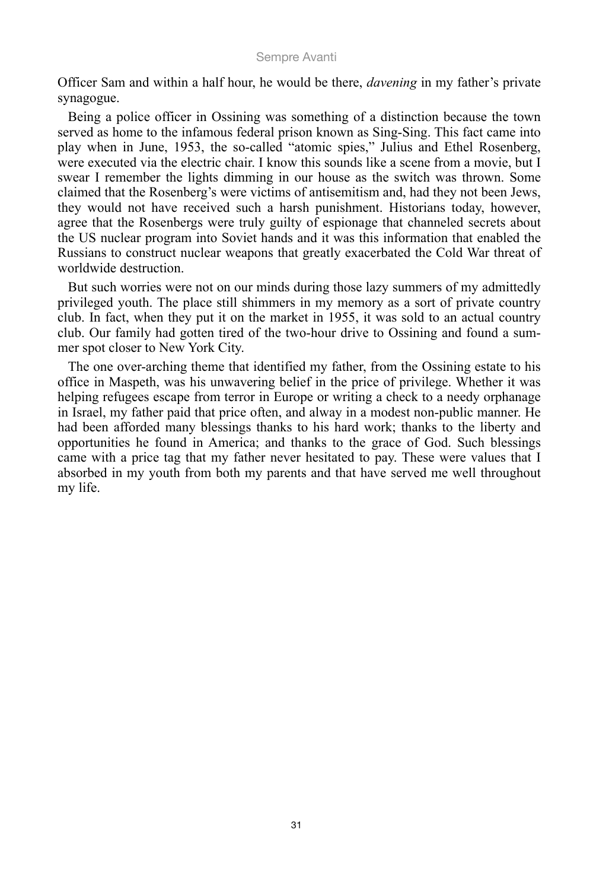Officer Sam and within a half hour, he would be there, *davening* in my father's private synagogue.

Being a police officer in Ossining was something of a distinction because the town served as home to the infamous federal prison known as Sing-Sing. This fact came into play when in June, 1953, the so-called "atomic spies," Julius and Ethel Rosenberg, were executed via the electric chair. I know this sounds like a scene from a movie, but I swear I remember the lights dimming in our house as the switch was thrown. Some claimed that the Rosenberg's were victims of antisemitism and, had they not been Jews, they would not have received such a harsh punishment. Historians today, however, agree that the Rosenbergs were truly guilty of espionage that channeled secrets about the US nuclear program into Soviet hands and it was this information that enabled the Russians to construct nuclear weapons that greatly exacerbated the Cold War threat of worldwide destruction.

But such worries were not on our minds during those lazy summers of my admittedly privileged youth. The place still shimmers in my memory as a sort of private country club. In fact, when they put it on the market in 1955, it was sold to an actual country club. Our family had gotten tired of the two-hour drive to Ossining and found a summer spot closer to New York City.

The one over-arching theme that identified my father, from the Ossining estate to his office in Maspeth, was his unwavering belief in the price of privilege. Whether it was helping refugees escape from terror in Europe or writing a check to a needy orphanage in Israel, my father paid that price often, and alway in a modest non-public manner. He had been afforded many blessings thanks to his hard work; thanks to the liberty and opportunities he found in America; and thanks to the grace of God. Such blessings came with a price tag that my father never hesitated to pay. These were values that I absorbed in my youth from both my parents and that have served me well throughout my life.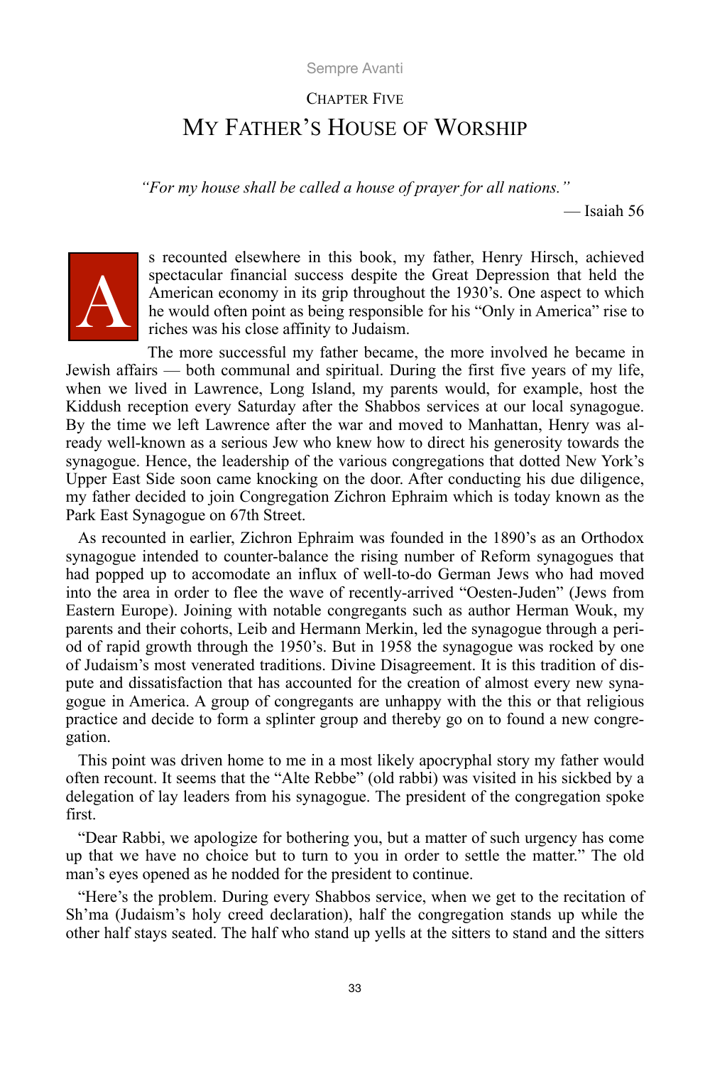## Chapter Five

# My Father's House of Worship

*"For my house shall be called a house of prayer for all nations."*

— Isaiah 56

As recounted elsewhere in this book, my father, Henry Hirsch, achieved spectacular financial success despite the Great Depression that held the American economy in its grip throughout the 1930's. One aspect to which he would often point as being responsible for his "Only in America" rise to riches was his close affinity to Judaism.

The more successful my father became, the more involved he became in Jewish affairs — both communal and spiritual. During the first five years of my life, when we lived in Lawrence, Long Island, my parents would, for example, host the Kiddush reception every Saturday after the Shabbos services at our local synagogue. By the time we left Lawrence after the war and moved to Manhattan, Henry was already well-known as a serious Jew who knew how to direct his generosity towards the synagogue. Hence, the leadership of the various congregations that dotted New York's Upper East Side soon came knocking on the door. After conducting his due diligence, my father decided to join Congregation Zichron Ephraim which is today known as the Park East Synagogue on 67th Street.

As recounted in earlier, Zichron Ephraim was founded in the 1890's as an Orthodox synagogue intended to counter-balance the rising number of Reform synagogues that had popped up to accomodate an influx of well-to-do German Jews who had moved into the area in order to flee the wave of recently-arrived "Oesten-Juden" (Jews from Eastern Europe). Joining with notable congregants such as author Herman Wouk, my parents and their cohorts, Leib and Hermann Merkin, led the synagogue through a period of rapid growth through the 1950's. But in 1958 the synagogue was rocked by one of Judaism's most venerated traditions. Divine Disagreement. It is this tradition of dispute and dissatisfaction that has accounted for the creation of almost every new synagogue in America. A group of congregants are unhappy with the this or that religious practice and decide to form a splinter group and thereby go on to found a new congregation.

This point was driven home to me in a most likely apocryphal story my father would often recount. It seems that the "Alte Rebbe" (old rabbi) was visited in his sickbed by a delegation of lay leaders from his synagogue. The president of the congregation spoke first.

"Dear Rabbi, we apologize for bothering you, but a matter of such urgency has come up that we have no choice but to turn to you in order to settle the matter." The old man's eyes opened as he nodded for the president to continue.

"Here's the problem. During every Shabbos service, when we get to the recitation of Sh'ma (Judaism's holy creed declaration), half the congregation stands up while the other half stays seated. The half who stand up yells at the sitters to stand and the sitters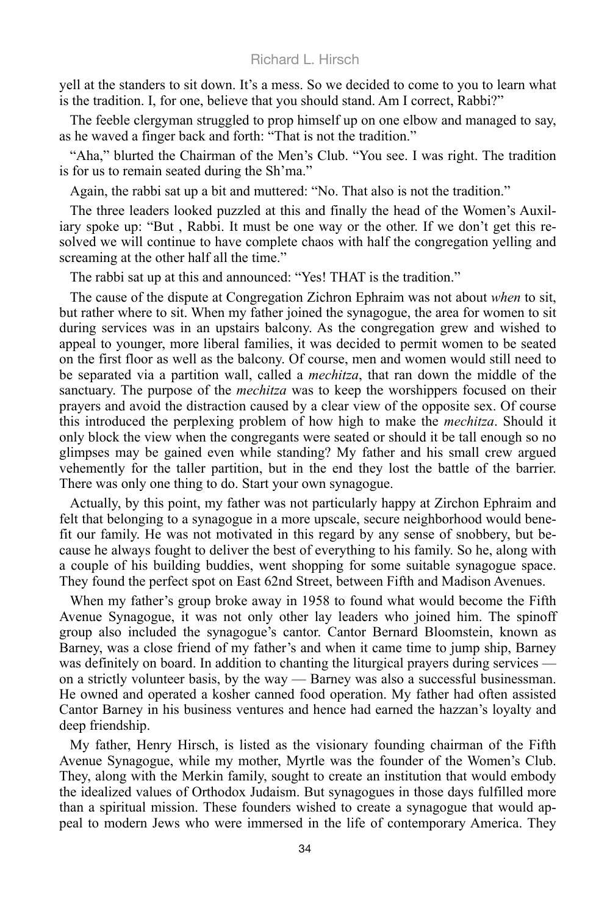yell at the standers to sit down. It's a mess. So we decided to come to you to learn what is the tradition. I, for one, believe that you should stand. Am I correct, Rabbi?"

The feeble clergyman struggled to prop himself up on one elbow and managed to say, as he waved a finger back and forth: "That is not the tradition."

"Aha," blurted the Chairman of the Men's Club. "You see. I was right. The tradition is for us to remain seated during the Sh'ma."

Again, the rabbi sat up a bit and muttered: "No. That also is not the tradition."

The three leaders looked puzzled at this and finally the head of the Women's Auxiliary spoke up: "But , Rabbi. It must be one way or the other. If we don't get this resolved we will continue to have complete chaos with half the congregation yelling and screaming at the other half all the time."

The rabbi sat up at this and announced: "Yes! THAT is the tradition."

The cause of the dispute at Congregation Zichron Ephraim was not about *when* to sit, but rather where to sit. When my father joined the synagogue, the area for women to sit during services was in an upstairs balcony. As the congregation grew and wished to appeal to younger, more liberal families, it was decided to permit women to be seated on the first floor as well as the balcony. Of course, men and women would still need to be separated via a partition wall, called a *mechitza*, that ran down the middle of the sanctuary. The purpose of the *mechitza* was to keep the worshippers focused on their prayers and avoid the distraction caused by a clear view of the opposite sex. Of course this introduced the perplexing problem of how high to make the *mechitza*. Should it only block the view when the congregants were seated or should it be tall enough so no glimpses may be gained even while standing? My father and his small crew argued vehemently for the taller partition, but in the end they lost the battle of the barrier. There was only one thing to do. Start your own synagogue.

Actually, by this point, my father was not particularly happy at Zirchon Ephraim and felt that belonging to a synagogue in a more upscale, secure neighborhood would benefit our family. He was not motivated in this regard by any sense of snobbery, but because he always fought to deliver the best of everything to his family. So he, along with a couple of his building buddies, went shopping for some suitable synagogue space. They found the perfect spot on East 62nd Street, between Fifth and Madison Avenues.

When my father's group broke away in 1958 to found what would become the Fifth Avenue Synagogue, it was not only other lay leaders who joined him. The spinoff group also included the synagogue's cantor. Cantor Bernard Bloomstein, known as Barney, was a close friend of my father's and when it came time to jump ship, Barney was definitely on board. In addition to chanting the liturgical prayers during services — on a strictly volunteer basis, by the way — Barney was also a successful businessman. He owned and operated a kosher canned food operation. My father had often assisted Cantor Barney in his business ventures and hence had earned the hazzan's loyalty and deep friendship.

My father, Henry Hirsch, is listed as the visionary founding chairman of the Fifth Avenue Synagogue, while my mother, Myrtle was the founder of the Women's Club. They, along with the Merkin family, sought to create an institution that would embody the idealized values of Orthodox Judaism. But synagogues in those days fulfilled more than a spiritual mission. These founders wished to create a synagogue that would appeal to modern Jews who were immersed in the life of contemporary America. They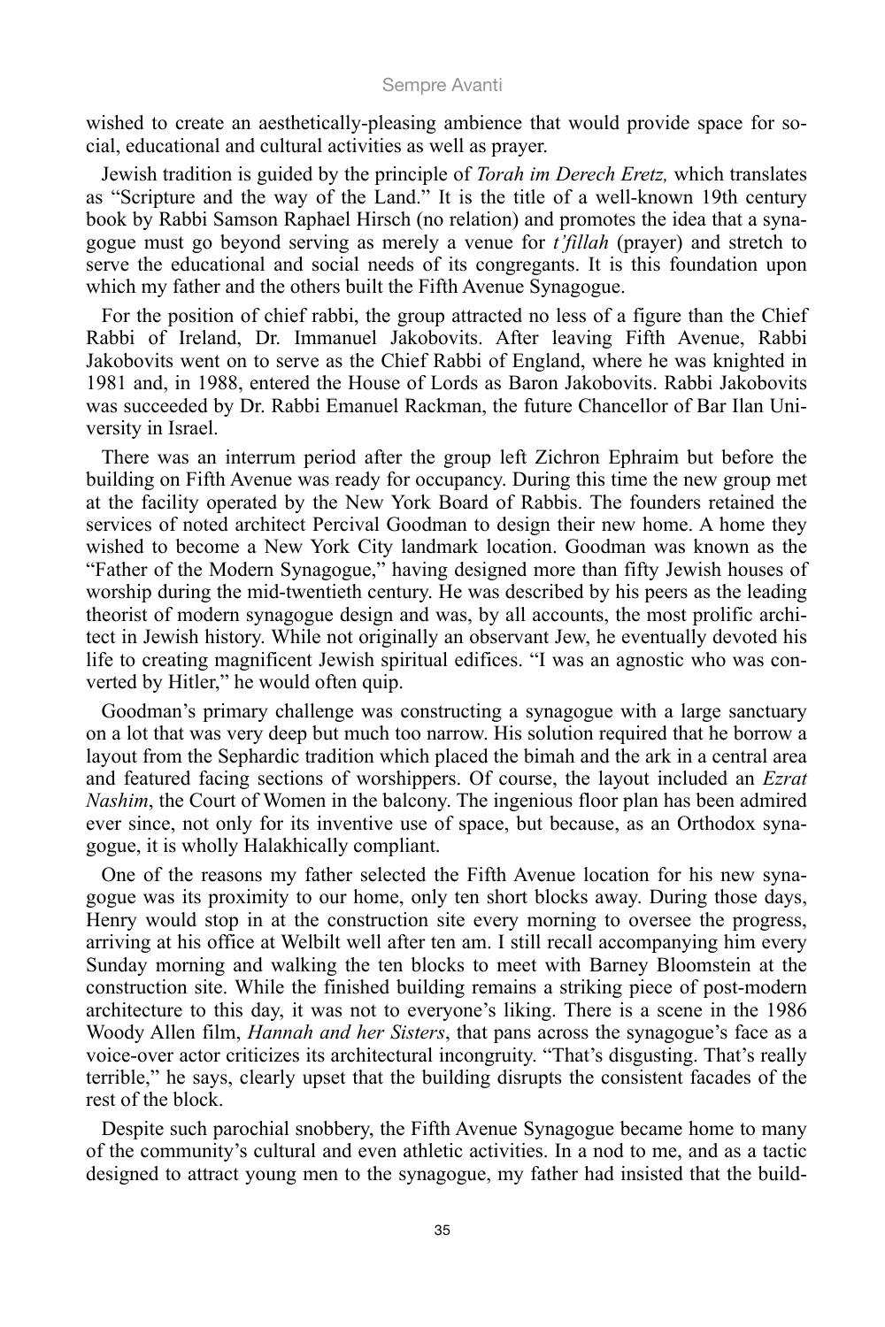wished to create an aesthetically-pleasing ambience that would provide space for social, educational and cultural activities as well as prayer.

Jewish tradition is guided by the principle of *Torah im Derech Eretz,* which translates as "Scripture and the way of the Land." It is the title of a well-known 19th century book by Rabbi Samson Raphael Hirsch (no relation) and promotes the idea that a synagogue must go beyond serving as merely a venue for *t'fillah* (prayer) and stretch to serve the educational and social needs of its congregants. It is this foundation upon which my father and the others built the Fifth Avenue Synagogue.

For the position of chief rabbi, the group attracted no less of a figure than the Chief Rabbi of Ireland, Dr. Immanuel Jakobovits. After leaving Fifth Avenue, Rabbi Jakobovits went on to serve as the Chief Rabbi of England, where he was knighted in 1981 and, in 1988, entered the House of Lords as Baron Jakobovits. Rabbi Jakobovits was succeeded by Dr. Rabbi Emanuel Rackman, the future Chancellor of Bar Ilan University in Israel.

There was an interrum period after the group left Zichron Ephraim but before the building on Fifth Avenue was ready for occupancy. During this time the new group met at the facility operated by the New York Board of Rabbis. The founders retained the services of noted architect Percival Goodman to design their new home. A home they wished to become a New York City landmark location. Goodman was known as the "Father of the Modern Synagogue," having designed more than fifty Jewish houses of worship during the mid-twentieth century. He was described by his peers as the leading theorist of modern synagogue design and was, by all accounts, the most prolific architect in Jewish history. While not originally an observant Jew, he eventually devoted his life to creating magnificent Jewish spiritual edifices. "I was an agnostic who was converted by Hitler," he would often quip.

Goodman's primary challenge was constructing a synagogue with a large sanctuary on a lot that was very deep but much too narrow. His solution required that he borrow a layout from the Sephardic tradition which placed the bimah and the ark in a central area and featured facing sections of worshippers. Of course, the layout included an *Ezrat Nashim*, the Court of Women in the balcony. The ingenious floor plan has been admired ever since, not only for its inventive use of space, but because, as an Orthodox synagogue, it is wholly Halakhically compliant.

One of the reasons my father selected the Fifth Avenue location for his new synagogue was its proximity to our home, only ten short blocks away. During those days, Henry would stop in at the construction site every morning to oversee the progress, arriving at his office at Welbilt well after ten am. I still recall accompanying him every Sunday morning and walking the ten blocks to meet with Barney Bloomstein at the construction site. While the finished building remains a striking piece of post-modern architecture to this day, it was not to everyone's liking. There is a scene in the 1986 Woody Allen film, *Hannah and her Sisters*, that pans across the synagogue's face as a voice-over actor criticizes its architectural incongruity. "That's disgusting. That's really terrible," he says, clearly upset that the building disrupts the consistent facades of the rest of the block.

Despite such parochial snobbery, the Fifth Avenue Synagogue became home to many of the community's cultural and even athletic activities. In a nod to me, and as a tactic designed to attract young men to the synagogue, my father had insisted that the build-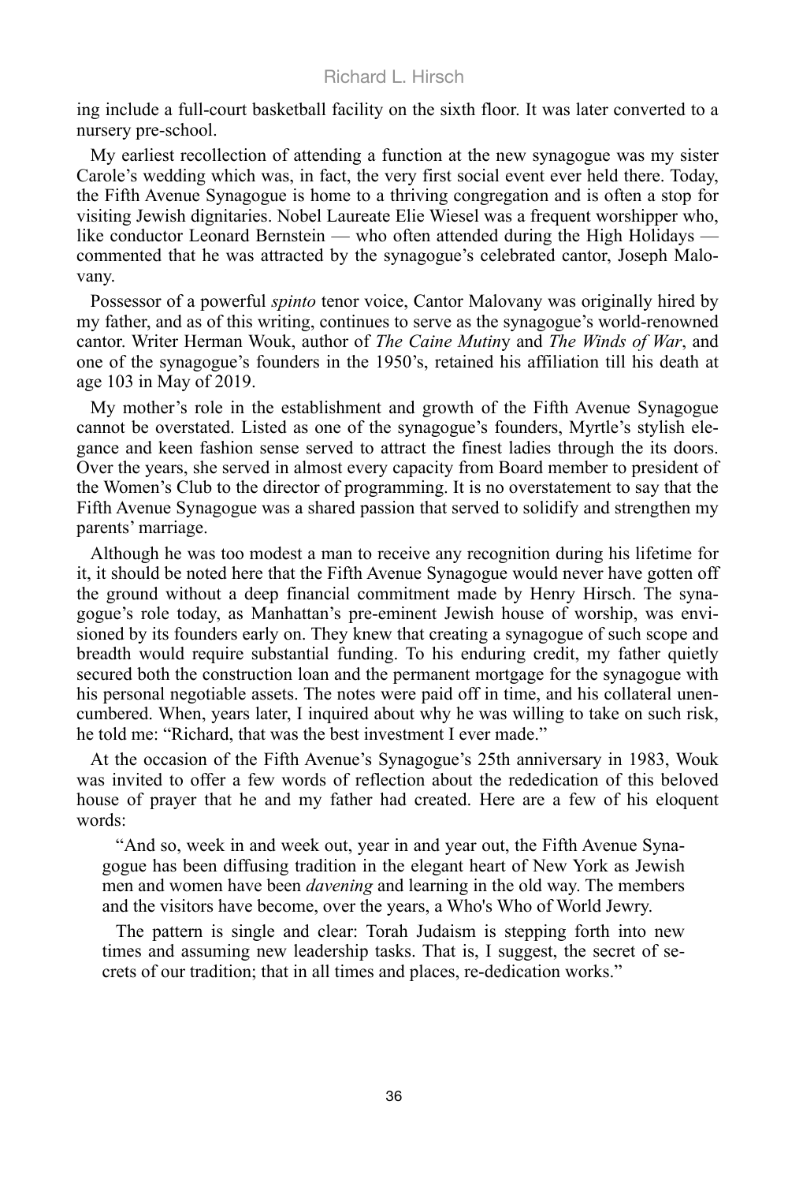ing include a full-court basketball facility on the sixth floor. It was later converted to a nursery pre-school.

My earliest recollection of attending a function at the new synagogue was my sister Carole's wedding which was, in fact, the very first social event ever held there. Today, the Fifth Avenue Synagogue is home to a thriving congregation and is often a stop for visiting Jewish dignitaries. Nobel Laureate Elie Wiesel was a frequent worshipper who, like conductor Leonard Bernstein — who often attended during the High Holidays — commented that he was attracted by the synagogue's celebrated cantor, Joseph Malovany.

Possessor of a powerful *spinto* tenor voice, Cantor Malovany was originally hired by my father, and as of this writing, continues to serve as the synagogue's world-renowned cantor. Writer Herman Wouk, author of *The Caine Mutiny* and *The Winds of War*, and one of the synagogue's founders in the 1950's, retained his affiliation till his death at age 103 in May of 2019.

My mother's role in the establishment and growth of the Fifth Avenue Synagogue cannot be overstated. Listed as one of the synagogue's founders, Myrtle's stylish elegance and keen fashion sense served to attract the finest ladies through the its doors. Over the years, she served in almost every capacity from Board member to president of the Women's Club to the director of programming. It is no overstatement to say that the Fifth Avenue Synagogue was a shared passion that served to solidify and strengthen my parents' marriage.

Although he was too modest a man to receive any recognition during his lifetime for it, it should be noted here that the Fifth Avenue Synagogue would never have gotten off the ground without a deep financial commitment made by Henry Hirsch. The synagogue's role today, as Manhattan's pre-eminent Jewish house of worship, was envisioned by its founders early on. They knew that creating a synagogue of such scope and breadth would require substantial funding. To his enduring credit, my father quietly secured both the construction loan and the permanent mortgage for the synagogue with his personal negotiable assets. The notes were paid off in time, and his collateral unencumbered. When, years later, I inquired about why he was willing to take on such risk, he told me: "Richard, that was the best investment I ever made."

At the occasion of the Fifth Avenue's Synagogue's 25th anniversary in 1983, Wouk was invited to offer a few words of reflection about the rededication of this beloved house of prayer that he and my father had created. Here are a few of his eloquent words:

> "And so, week in and week out, year in and year out, the Fifth Avenue Synagogue has been diffusing tradition in the elegant heart of New York as Jewish men and women have been *davening* and learning in the old way. The members and the visitors have become, over the years, a Who's Who of World Jewry.
>
> The pattern is single and clear: Torah Judaism is stepping forth into new times and assuming new leadership tasks. That is, I suggest, the secret of secrets of our tradition; that in all times and places, re-dedication works."